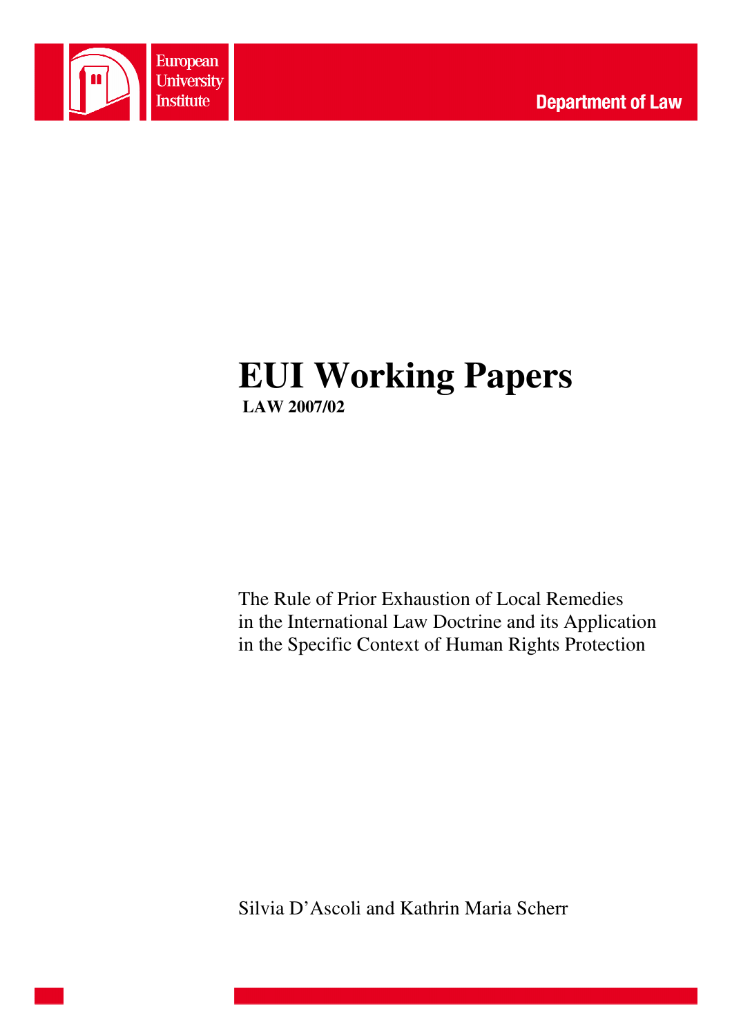European
University
Institute

Department of Law

# EUI Working Papers

**LAW 2007/02**

The Rule of Prior Exhaustion of Local Remedies
in the International Law Doctrine and its Application
in the Specific Context of Human Rights Protection

Silvia D'Ascoli and Kathrin Maria Scherr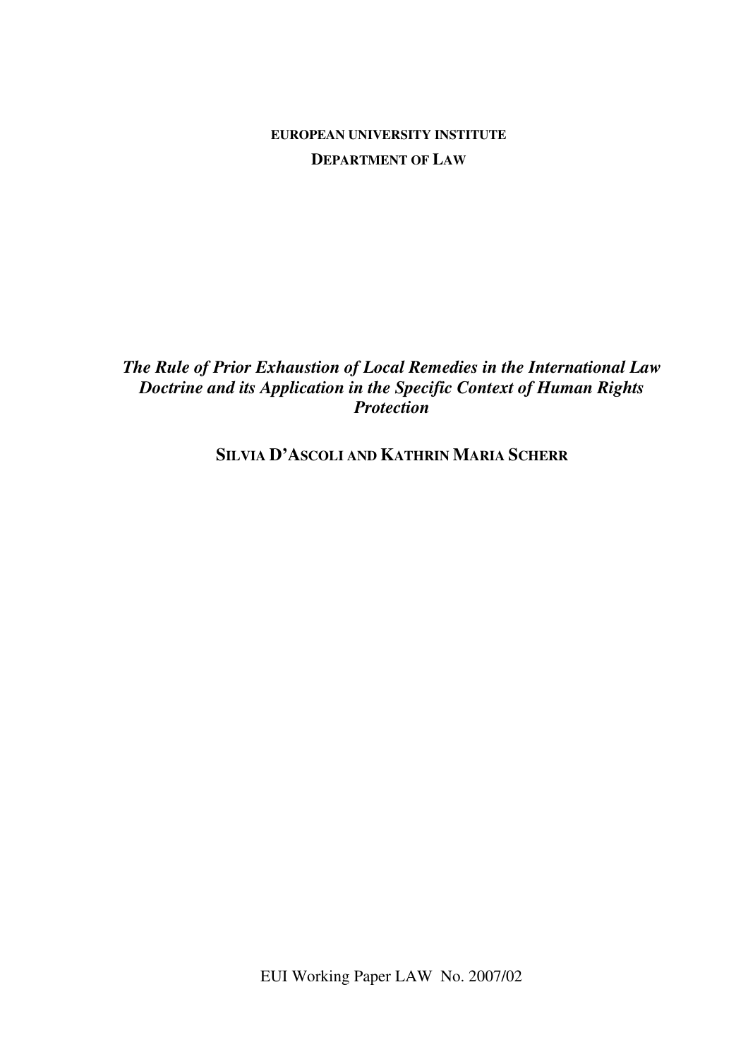**EUROPEAN UNIVERSITY INSTITUTE**

**DEPARTMENT OF LAW**

# *The Rule of Prior Exhaustion of Local Remedies in the International Law Doctrine and its Application in the Specific Context of Human Rights Protection*

**SILVIA D'ASCOLI AND KATHRIN MARIA SCHERR**

EUI Working Paper LAW No. 2007/02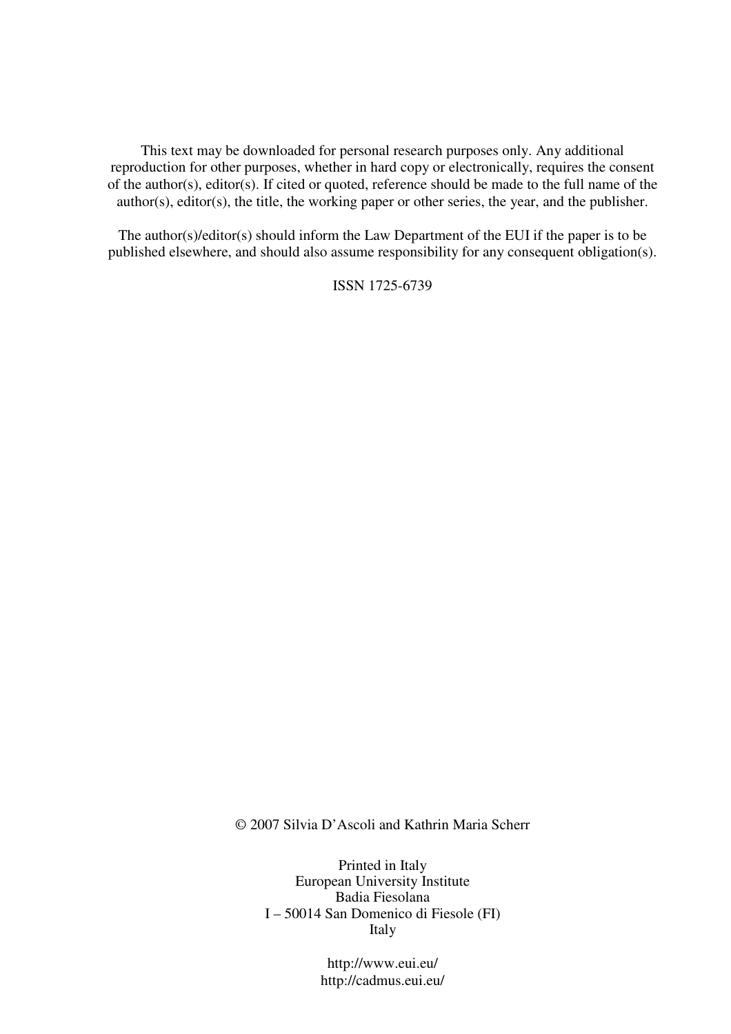This text may be downloaded for personal research purposes only. Any additional reproduction for other purposes, whether in hard copy or electronically, requires the consent of the author(s), editor(s). If cited or quoted, reference should be made to the full name of the author(s), editor(s), the title, the working paper or other series, the year, and the publisher.

The author(s)/editor(s) should inform the Law Department of the EUI if the paper is to be published elsewhere, and should also assume responsibility for any consequent obligation(s).

ISSN 1725-6739

© 2007 Silvia D'Ascoli and Kathrin Maria Scherr

Printed in Italy
European University Institute
Badia Fiesolana
I – 50014 San Domenico di Fiesole (FI)
Italy

http://www.eui.eu/
http://cadmus.eui.eu/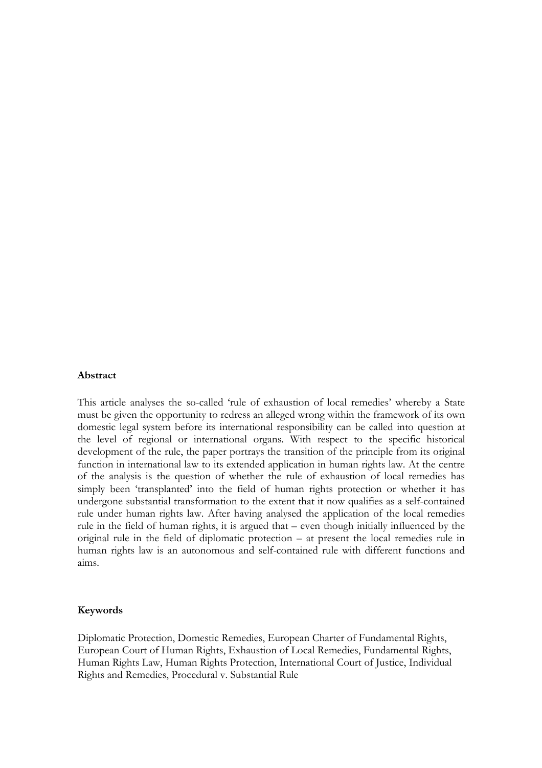**Abstract**

This article analyses the so-called 'rule of exhaustion of local remedies' whereby a State must be given the opportunity to redress an alleged wrong within the framework of its own domestic legal system before its international responsibility can be called into question at the level of regional or international organs. With respect to the specific historical development of the rule, the paper portrays the transition of the principle from its original function in international law to its extended application in human rights law. At the centre of the analysis is the question of whether the rule of exhaustion of local remedies has simply been 'transplanted' into the field of human rights protection or whether it has undergone substantial transformation to the extent that it now qualifies as a self-contained rule under human rights law. After having analysed the application of the local remedies rule in the field of human rights, it is argued that – even though initially influenced by the original rule in the field of diplomatic protection – at present the local remedies rule in human rights law is an autonomous and self-contained rule with different functions and aims.

**Keywords**

Diplomatic Protection, Domestic Remedies, European Charter of Fundamental Rights, European Court of Human Rights, Exhaustion of Local Remedies, Fundamental Rights, Human Rights Law, Human Rights Protection, International Court of Justice, Individual Rights and Remedies, Procedural v. Substantial Rule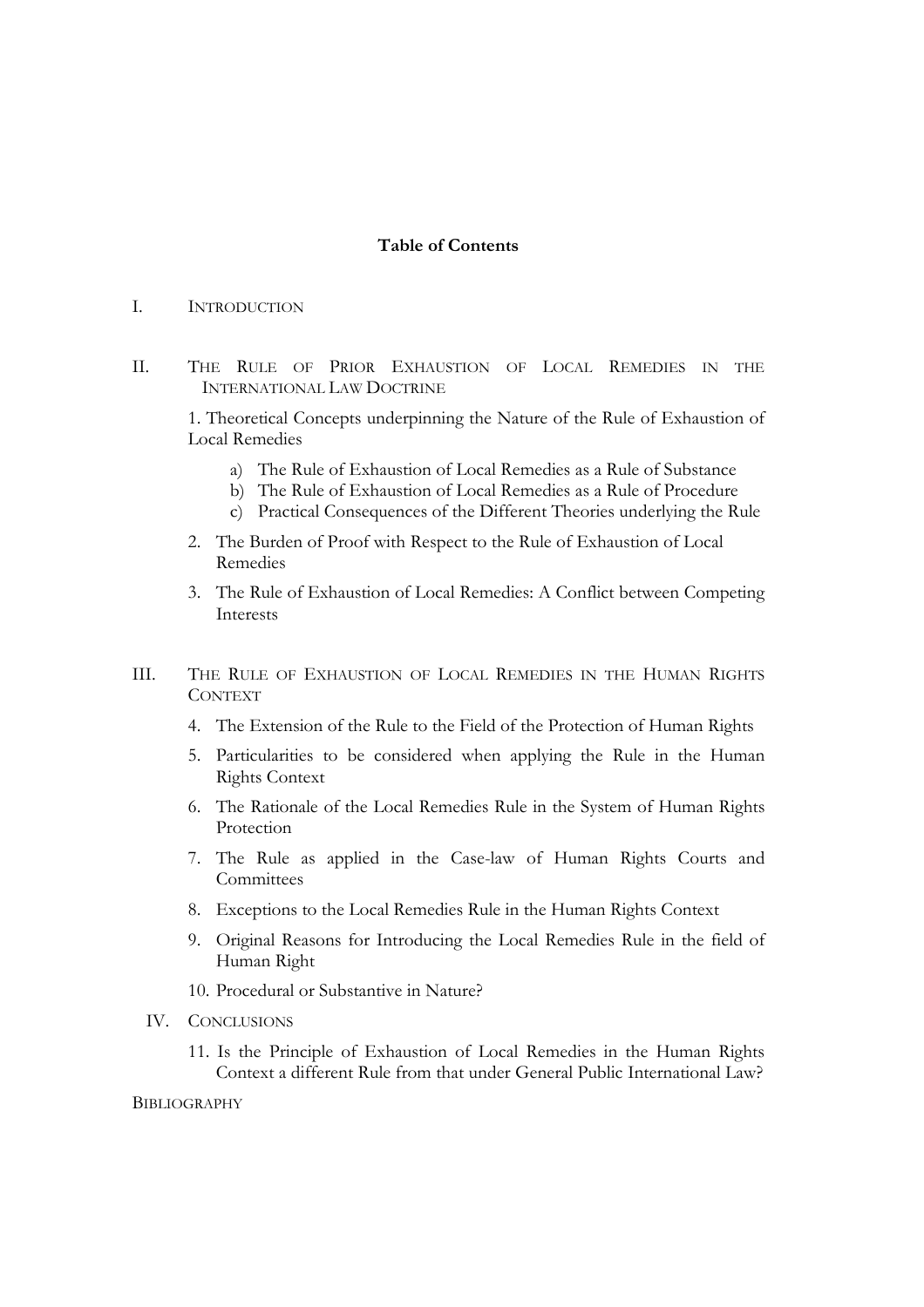**Table of Contents**

I. INTRODUCTION

II. THE RULE OF PRIOR EXHAUSTION OF LOCAL REMEDIES IN THE INTERNATIONAL LAW DOCTRINE

1. Theoretical Concepts underpinning the Nature of the Rule of Exhaustion of Local Remedies

   a) The Rule of Exhaustion of Local Remedies as a Rule of Substance
   b) The Rule of Exhaustion of Local Remedies as a Rule of Procedure
   c) Practical Consequences of the Different Theories underlying the Rule

2. The Burden of Proof with Respect to the Rule of Exhaustion of Local Remedies

3. The Rule of Exhaustion of Local Remedies: A Conflict between Competing Interests

III. THE RULE OF EXHAUSTION OF LOCAL REMEDIES IN THE HUMAN RIGHTS CONTEXT

4. The Extension of the Rule to the Field of the Protection of Human Rights

5. Particularities to be considered when applying the Rule in the Human Rights Context

6. The Rationale of the Local Remedies Rule in the System of Human Rights Protection

7. The Rule as applied in the Case-law of Human Rights Courts and Committees

8. Exceptions to the Local Remedies Rule in the Human Rights Context

9. Original Reasons for Introducing the Local Remedies Rule in the field of Human Right

10. Procedural or Substantive in Nature?

IV. CONCLUSIONS

11. Is the Principle of Exhaustion of Local Remedies in the Human Rights Context a different Rule from that under General Public International Law?

BIBLIOGRAPHY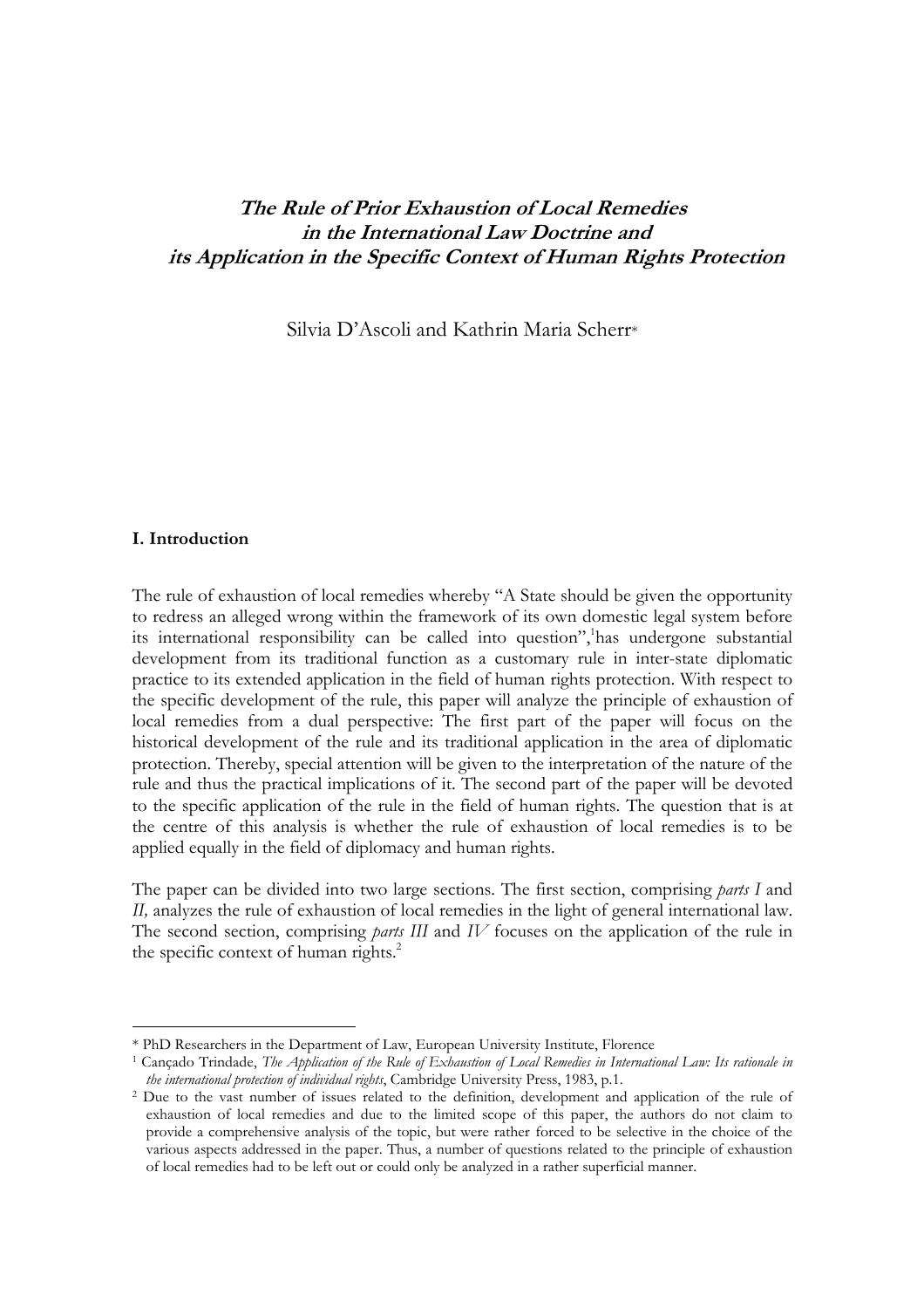# *The Rule of Prior Exhaustion of Local Remedies in the International Law Doctrine and its Application in the Specific Context of Human Rights Protection*

Silvia D'Ascoli and Kathrin Maria Scherr*

## I. Introduction

The rule of exhaustion of local remedies whereby "A State should be given the opportunity to redress an alleged wrong within the framework of its own domestic legal system before its international responsibility can be called into question",[1] has undergone substantial development from its traditional function as a customary rule in inter-state diplomatic practice to its extended application in the field of human rights protection. With respect to the specific development of the rule, this paper will analyze the principle of exhaustion of local remedies from a dual perspective: The first part of the paper will focus on the historical development of the rule and its traditional application in the area of diplomatic protection. Thereby, special attention will be given to the interpretation of the nature of the rule and thus the practical implications of it. The second part of the paper will be devoted to the specific application of the rule in the field of human rights. The question that is at the centre of this analysis is whether the rule of exhaustion of local remedies is to be applied equally in the field of diplomacy and human rights.

The paper can be divided into two large sections. The first section, comprising *parts I* and *II,* analyzes the rule of exhaustion of local remedies in the light of general international law. The second section, comprising *parts III* and *IV* focuses on the application of the rule in the specific context of human rights.[2]

---

\* PhD Researchers in the Department of Law, European University Institute, Florence

[1] Cançado Trindade, *The Application of the Rule of Exhaustion of Local Remedies in International Law: Its rationale in the international protection of individual rights*, Cambridge University Press, 1983, p.1.

[2] Due to the vast number of issues related to the definition, development and application of the rule of exhaustion of local remedies and due to the limited scope of this paper, the authors do not claim to provide a comprehensive analysis of the topic, but were rather forced to be selective in the choice of the various aspects addressed in the paper. Thus, a number of questions related to the principle of exhaustion of local remedies had to be left out or could only be analyzed in a rather superficial manner.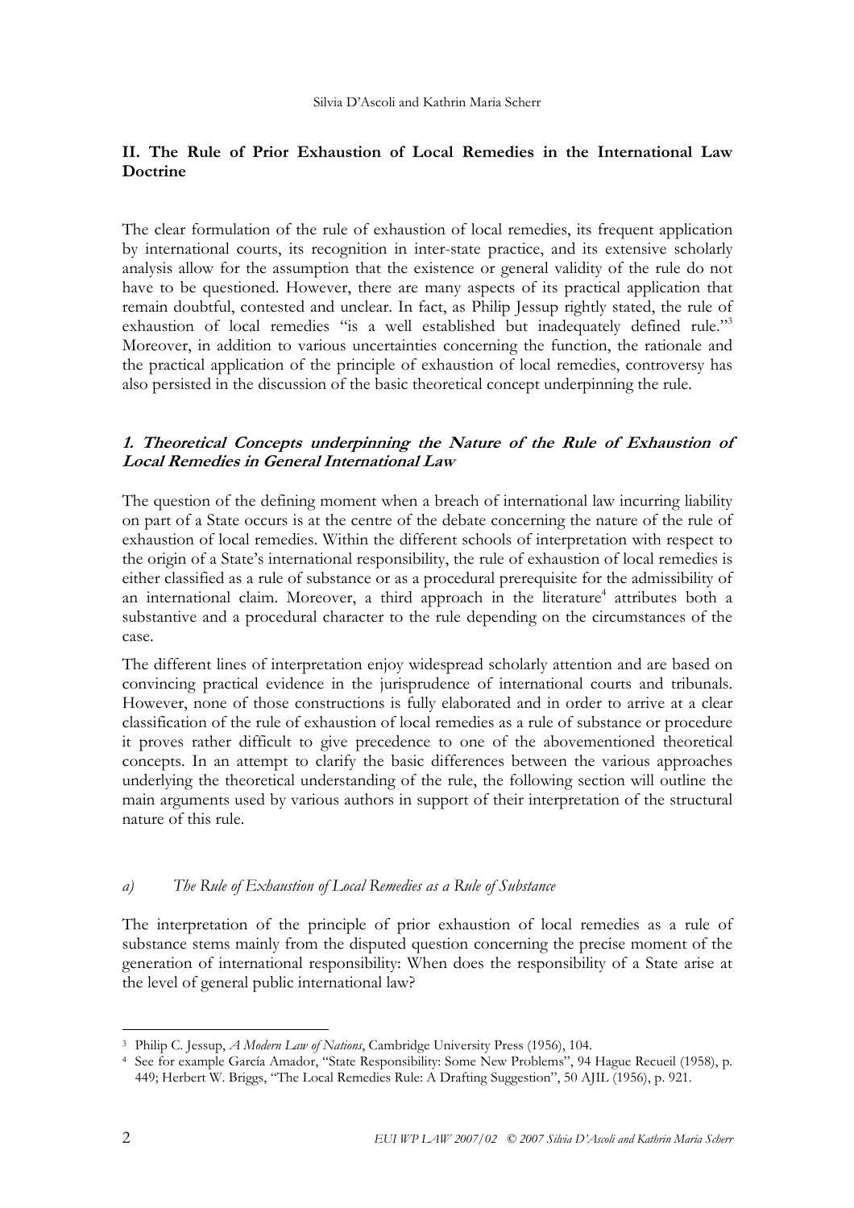## II. The Rule of Prior Exhaustion of Local Remedies in the International Law Doctrine

The clear formulation of the rule of exhaustion of local remedies, its frequent application by international courts, its recognition in inter-state practice, and its extensive scholarly analysis allow for the assumption that the existence or general validity of the rule do not have to be questioned. However, there are many aspects of its practical application that remain doubtful, contested and unclear. In fact, as Philip Jessup rightly stated, the rule of exhaustion of local remedies "is a well established but inadequately defined rule."[3] Moreover, in addition to various uncertainties concerning the function, the rationale and the practical application of the principle of exhaustion of local remedies, controversy has also persisted in the discussion of the basic theoretical concept underpinning the rule.

### *1. Theoretical Concepts underpinning the Nature of the Rule of Exhaustion of Local Remedies in General International Law*

The question of the defining moment when a breach of international law incurring liability on part of a State occurs is at the centre of the debate concerning the nature of the rule of exhaustion of local remedies. Within the different schools of interpretation with respect to the origin of a State's international responsibility, the rule of exhaustion of local remedies is either classified as a rule of substance or as a procedural prerequisite for the admissibility of an international claim. Moreover, a third approach in the literature[4] attributes both a substantive and a procedural character to the rule depending on the circumstances of the case.

The different lines of interpretation enjoy widespread scholarly attention and are based on convincing practical evidence in the jurisprudence of international courts and tribunals. However, none of those constructions is fully elaborated and in order to arrive at a clear classification of the rule of exhaustion of local remedies as a rule of substance or procedure it proves rather difficult to give precedence to one of the abovementioned theoretical concepts. In an attempt to clarify the basic differences between the various approaches underlying the theoretical understanding of the rule, the following section will outline the main arguments used by various authors in support of their interpretation of the structural nature of this rule.

#### *a) The Rule of Exhaustion of Local Remedies as a Rule of Substance*

The interpretation of the principle of prior exhaustion of local remedies as a rule of substance stems mainly from the disputed question concerning the precise moment of the generation of international responsibility: When does the responsibility of a State arise at the level of general public international law?

---

[3] Philip C. Jessup, *A Modern Law of Nations*, Cambridge University Press (1956), 104.

[4] See for example García Amador, "State Responsibility: Some New Problems", 94 Hague Recueil (1958), p. 449; Herbert W. Briggs, "The Local Remedies Rule: A Drafting Suggestion", 50 AJIL (1956), p. 921.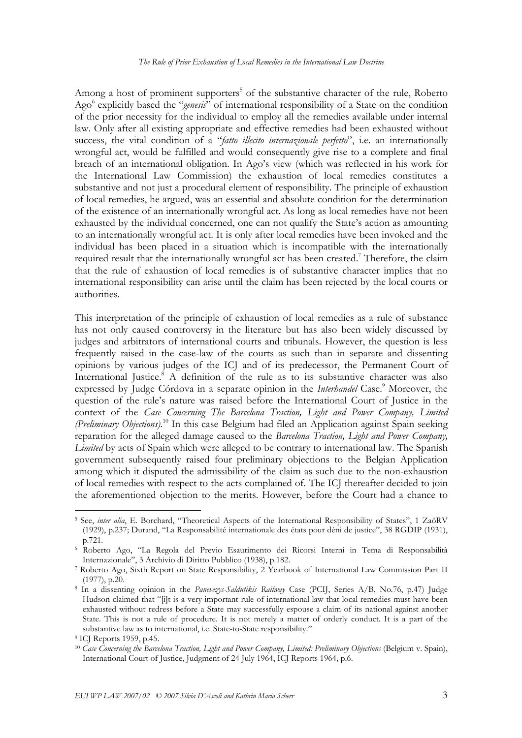Among a host of prominent supporters[5] of the substantive character of the rule, Roberto Ago[6] explicitly based the "*genesis*" of international responsibility of a State on the condition of the prior necessity for the individual to employ all the remedies available under internal law. Only after all existing appropriate and effective remedies had been exhausted without success, the vital condition of a "*fatto illecito internazionale perfetto*", i.e. an internationally wrongful act, would be fulfilled and would consequently give rise to a complete and final breach of an international obligation. In Ago's view (which was reflected in his work for the International Law Commission) the exhaustion of local remedies constitutes a substantive and not just a procedural element of responsibility. The principle of exhaustion of local remedies, he argued, was an essential and absolute condition for the determination of the existence of an internationally wrongful act. As long as local remedies have not been exhausted by the individual concerned, one can not qualify the State's action as amounting to an internationally wrongful act. It is only after local remedies have been invoked and the individual has been placed in a situation which is incompatible with the internationally required result that the internationally wrongful act has been created.[7] Therefore, the claim that the rule of exhaustion of local remedies is of substantive character implies that no international responsibility can arise until the claim has been rejected by the local courts or authorities.

This interpretation of the principle of exhaustion of local remedies as a rule of substance has not only caused controversy in the literature but has also been widely discussed by judges and arbitrators of international courts and tribunals. However, the question is less frequently raised in the case-law of the courts as such than in separate and dissenting opinions by various judges of the ICJ and of its predecessor, the Permanent Court of International Justice.[8] A definition of the rule as to its substantive character was also expressed by Judge Córdova in a separate opinion in the *Interhandel* Case.[9] Moreover, the question of the rule's nature was raised before the International Court of Justice in the context of the *Case Concerning The Barcelona Traction, Light and Power Company, Limited (Preliminary Objections)*.[10] In this case Belgium had filed an Application against Spain seeking reparation for the alleged damage caused to the *Barcelona Traction, Light and Power Company, Limited* by acts of Spain which were alleged to be contrary to international law. The Spanish government subsequently raised four preliminary objections to the Belgian Application among which it disputed the admissibility of the claim as such due to the non-exhaustion of local remedies with respect to the acts complained of. The ICJ thereafter decided to join the aforementioned objection to the merits. However, before the Court had a chance to

---

[5] See, *inter alia*, E. Borchard, "Theoretical Aspects of the International Responsibility of States", 1 ZaöRV (1929), p.237; Durand, "La Responsabilité internationale des états pour déni de justice", 38 RGDIP (1931), p.721.

[6] Roberto Ago, "La Regola del Previo Esaurimento dei Ricorsi Interni in Tema di Responsabilità Internazionale", 3 Archivio di Diritto Pubblico (1938), p.182.

[7] Roberto Ago, Sixth Report on State Responsibility, 2 Yearbook of International Law Commission Part II (1977), p.20.

[8] In a dissenting opinion in the *Panevezys-Saldutikis Railway* Case (PCIJ, Series A/B, No.76, p.47) Judge Hudson claimed that "[i]t is a very important rule of international law that local remedies must have been exhausted without redress before a State may successfully espouse a claim of its national against another State. This is not a rule of procedure. It is not merely a matter of orderly conduct. It is a part of the substantive law as to international, i.e. State-to-State responsibility."

[9] ICJ Reports 1959, p.45.

[10] *Case Concerning the Barcelona Traction, Light and Power Company, Limited: Preliminary Objections* (Belgium v. Spain), International Court of Justice, Judgment of 24 July 1964, ICJ Reports 1964, p.6.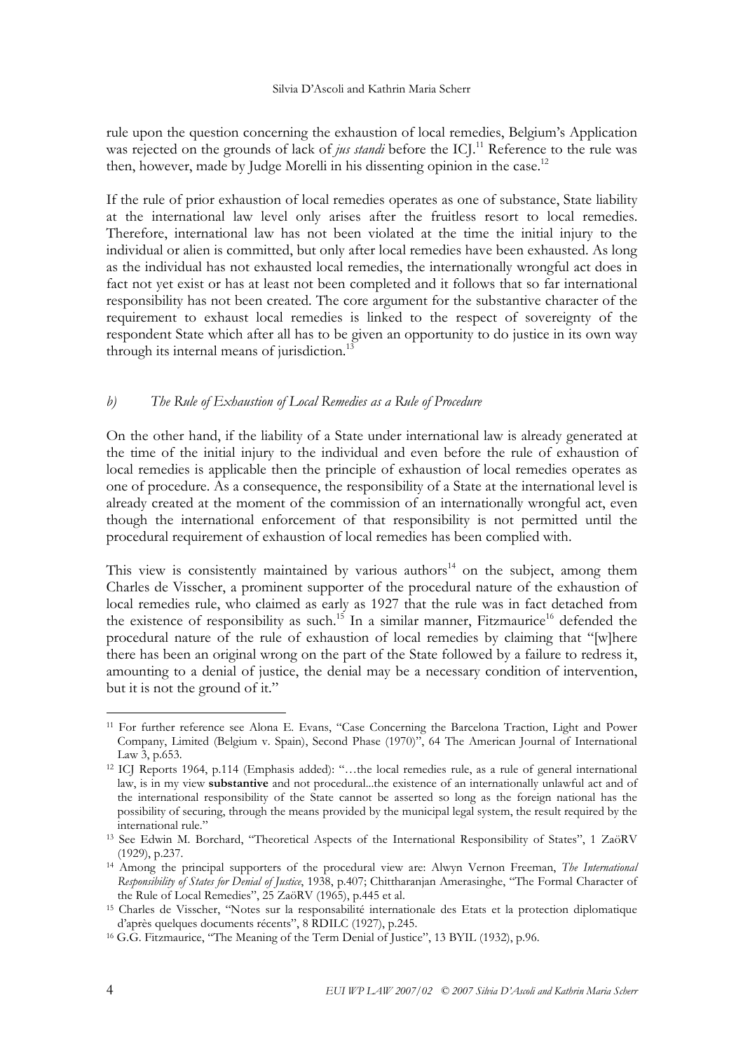rule upon the question concerning the exhaustion of local remedies, Belgium's Application was rejected on the grounds of lack of *jus standi* before the ICJ.[11] Reference to the rule was then, however, made by Judge Morelli in his dissenting opinion in the case.[12]

If the rule of prior exhaustion of local remedies operates as one of substance, State liability at the international law level only arises after the fruitless resort to local remedies. Therefore, international law has not been violated at the time the initial injury to the individual or alien is committed, but only after local remedies have been exhausted. As long as the individual has not exhausted local remedies, the internationally wrongful act does in fact not yet exist or has at least not been completed and it follows that so far international responsibility has not been created. The core argument for the substantive character of the requirement to exhaust local remedies is linked to the respect of sovereignty of the respondent State which after all has to be given an opportunity to do justice in its own way through its internal means of jurisdiction.[13]

### *b) The Rule of Exhaustion of Local Remedies as a Rule of Procedure*

On the other hand, if the liability of a State under international law is already generated at the time of the initial injury to the individual and even before the rule of exhaustion of local remedies is applicable then the principle of exhaustion of local remedies operates as one of procedure. As a consequence, the responsibility of a State at the international level is already created at the moment of the commission of an internationally wrongful act, even though the international enforcement of that responsibility is not permitted until the procedural requirement of exhaustion of local remedies has been complied with.

This view is consistently maintained by various authors[14] on the subject, among them Charles de Visscher, a prominent supporter of the procedural nature of the exhaustion of local remedies rule, who claimed as early as 1927 that the rule was in fact detached from the existence of responsibility as such.[15] In a similar manner, Fitzmaurice[16] defended the procedural nature of the rule of exhaustion of local remedies by claiming that "[w]here there has been an original wrong on the part of the State followed by a failure to redress it, amounting to a denial of justice, the denial may be a necessary condition of intervention, but it is not the ground of it."

---

[11] For further reference see Alona E. Evans, "Case Concerning the Barcelona Traction, Light and Power Company, Limited (Belgium v. Spain), Second Phase (1970)", 64 The American Journal of International Law 3, p.653.

[12] ICJ Reports 1964, p.114 (Emphasis added): "…the local remedies rule, as a rule of general international law, is in my view **substantive** and not procedural...the existence of an internationally unlawful act and of the international responsibility of the State cannot be asserted so long as the foreign national has the possibility of securing, through the means provided by the municipal legal system, the result required by the international rule."

[13] See Edwin M. Borchard, "Theoretical Aspects of the International Responsibility of States", 1 ZaöRV (1929), p.237.

[14] Among the principal supporters of the procedural view are: Alwyn Vernon Freeman, *The International Responsibility of States for Denial of Justice*, 1938, p.407; Chittharanjan Amerasinghe, "The Formal Character of the Rule of Local Remedies", 25 ZaöRV (1965), p.445 et al.

[15] Charles de Visscher, "Notes sur la responsabilité internationale des Etats et la protection diplomatique d'après quelques documents récents", 8 RDILC (1927), p.245.

[16] G.G. Fitzmaurice, "The Meaning of the Term Denial of Justice", 13 BYIL (1932), p.96.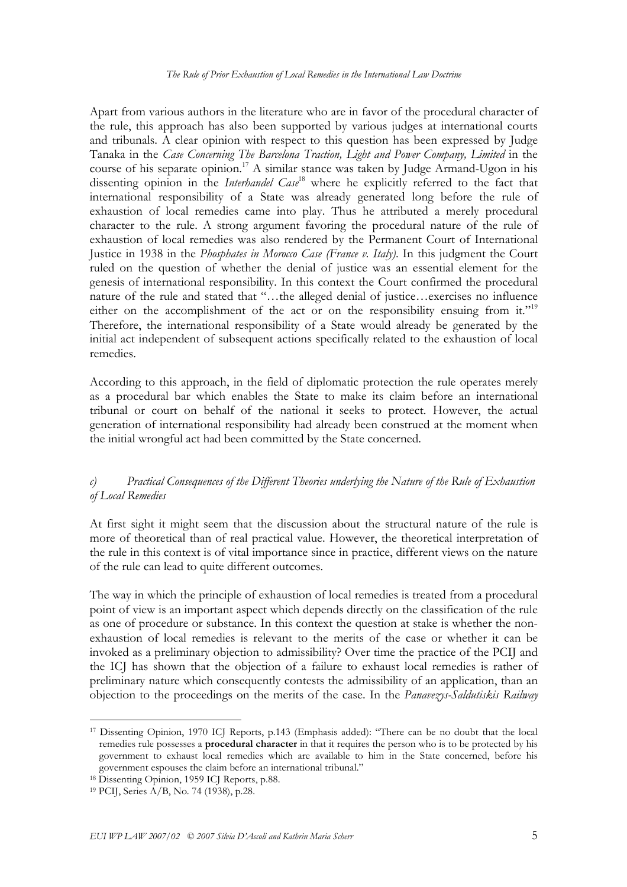Apart from various authors in the literature who are in favor of the procedural character of the rule, this approach has also been supported by various judges at international courts and tribunals. A clear opinion with respect to this question has been expressed by Judge Tanaka in the *Case Concerning The Barcelona Traction, Light and Power Company, Limited* in the course of his separate opinion.[17] A similar stance was taken by Judge Armand-Ugon in his dissenting opinion in the *Interhandel Case*[18] where he explicitly referred to the fact that international responsibility of a State was already generated long before the rule of exhaustion of local remedies came into play. Thus he attributed a merely procedural character to the rule. A strong argument favoring the procedural nature of the rule of exhaustion of local remedies was also rendered by the Permanent Court of International Justice in 1938 in the *Phosphates in Morocco Case (France v. Italy)*. In this judgment the Court ruled on the question of whether the denial of justice was an essential element for the genesis of international responsibility. In this context the Court confirmed the procedural nature of the rule and stated that "…the alleged denial of justice…exercises no influence either on the accomplishment of the act or on the responsibility ensuing from it."[19] Therefore, the international responsibility of a State would already be generated by the initial act independent of subsequent actions specifically related to the exhaustion of local remedies.

According to this approach, in the field of diplomatic protection the rule operates merely as a procedural bar which enables the State to make its claim before an international tribunal or court on behalf of the national it seeks to protect. However, the actual generation of international responsibility had already been construed at the moment when the initial wrongful act had been committed by the State concerned.

### *c) Practical Consequences of the Different Theories underlying the Nature of the Rule of Exhaustion of Local Remedies*

At first sight it might seem that the discussion about the structural nature of the rule is more of theoretical than of real practical value. However, the theoretical interpretation of the rule in this context is of vital importance since in practice, different views on the nature of the rule can lead to quite different outcomes.

The way in which the principle of exhaustion of local remedies is treated from a procedural point of view is an important aspect which depends directly on the classification of the rule as one of procedure or substance. In this context the question at stake is whether the non-exhaustion of local remedies is relevant to the merits of the case or whether it can be invoked as a preliminary objection to admissibility? Over time the practice of the PCIJ and the ICJ has shown that the objection of a failure to exhaust local remedies is rather of preliminary nature which consequently contests the admissibility of an application, than an objection to the proceedings on the merits of the case. In the *Panavezys-Saldutiskis Railway*

---

[17] Dissenting Opinion, 1970 ICJ Reports, p.143 (Emphasis added): "There can be no doubt that the local remedies rule possesses a **procedural character** in that it requires the person who is to be protected by his government to exhaust local remedies which are available to him in the State concerned, before his government espouses the claim before an international tribunal."

[18] Dissenting Opinion, 1959 ICJ Reports, p.88.

[19] PCIJ, Series A/B, No. 74 (1938), p.28.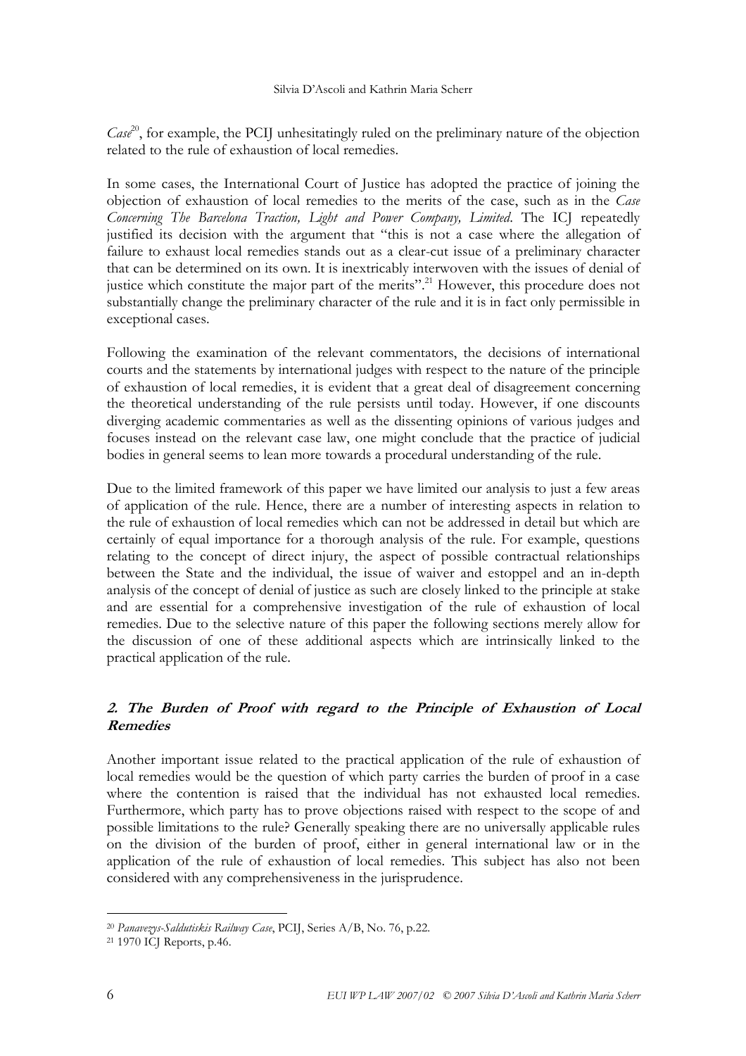*Case*[20], for example, the PCIJ unhesitatingly ruled on the preliminary nature of the objection related to the rule of exhaustion of local remedies.

In some cases, the International Court of Justice has adopted the practice of joining the objection of exhaustion of local remedies to the merits of the case, such as in the *Case Concerning The Barcelona Traction, Light and Power Company, Limited*. The ICJ repeatedly justified its decision with the argument that "this is not a case where the allegation of failure to exhaust local remedies stands out as a clear-cut issue of a preliminary character that can be determined on its own. It is inextricably interwoven with the issues of denial of justice which constitute the major part of the merits".[21] However, this procedure does not substantially change the preliminary character of the rule and it is in fact only permissible in exceptional cases.

Following the examination of the relevant commentators, the decisions of international courts and the statements by international judges with respect to the nature of the principle of exhaustion of local remedies, it is evident that a great deal of disagreement concerning the theoretical understanding of the rule persists until today. However, if one discounts diverging academic commentaries as well as the dissenting opinions of various judges and focuses instead on the relevant case law, one might conclude that the practice of judicial bodies in general seems to lean more towards a procedural understanding of the rule.

Due to the limited framework of this paper we have limited our analysis to just a few areas of application of the rule. Hence, there are a number of interesting aspects in relation to the rule of exhaustion of local remedies which can not be addressed in detail but which are certainly of equal importance for a thorough analysis of the rule. For example, questions relating to the concept of direct injury, the aspect of possible contractual relationships between the State and the individual, the issue of waiver and estoppel and an in-depth analysis of the concept of denial of justice as such are closely linked to the principle at stake and are essential for a comprehensive investigation of the rule of exhaustion of local remedies. Due to the selective nature of this paper the following sections merely allow for the discussion of one of these additional aspects which are intrinsically linked to the practical application of the rule.

## 2. The Burden of Proof with regard to the Principle of Exhaustion of Local Remedies

Another important issue related to the practical application of the rule of exhaustion of local remedies would be the question of which party carries the burden of proof in a case where the contention is raised that the individual has not exhausted local remedies. Furthermore, which party has to prove objections raised with respect to the scope of and possible limitations to the rule? Generally speaking there are no universally applicable rules on the division of the burden of proof, either in general international law or in the application of the rule of exhaustion of local remedies. This subject has also not been considered with any comprehensiveness in the jurisprudence.

---

[20] *Panavezys-Saldutiskis Railway Case*, PCIJ, Series A/B, No. 76, p.22.

[21] 1970 ICJ Reports, p.46.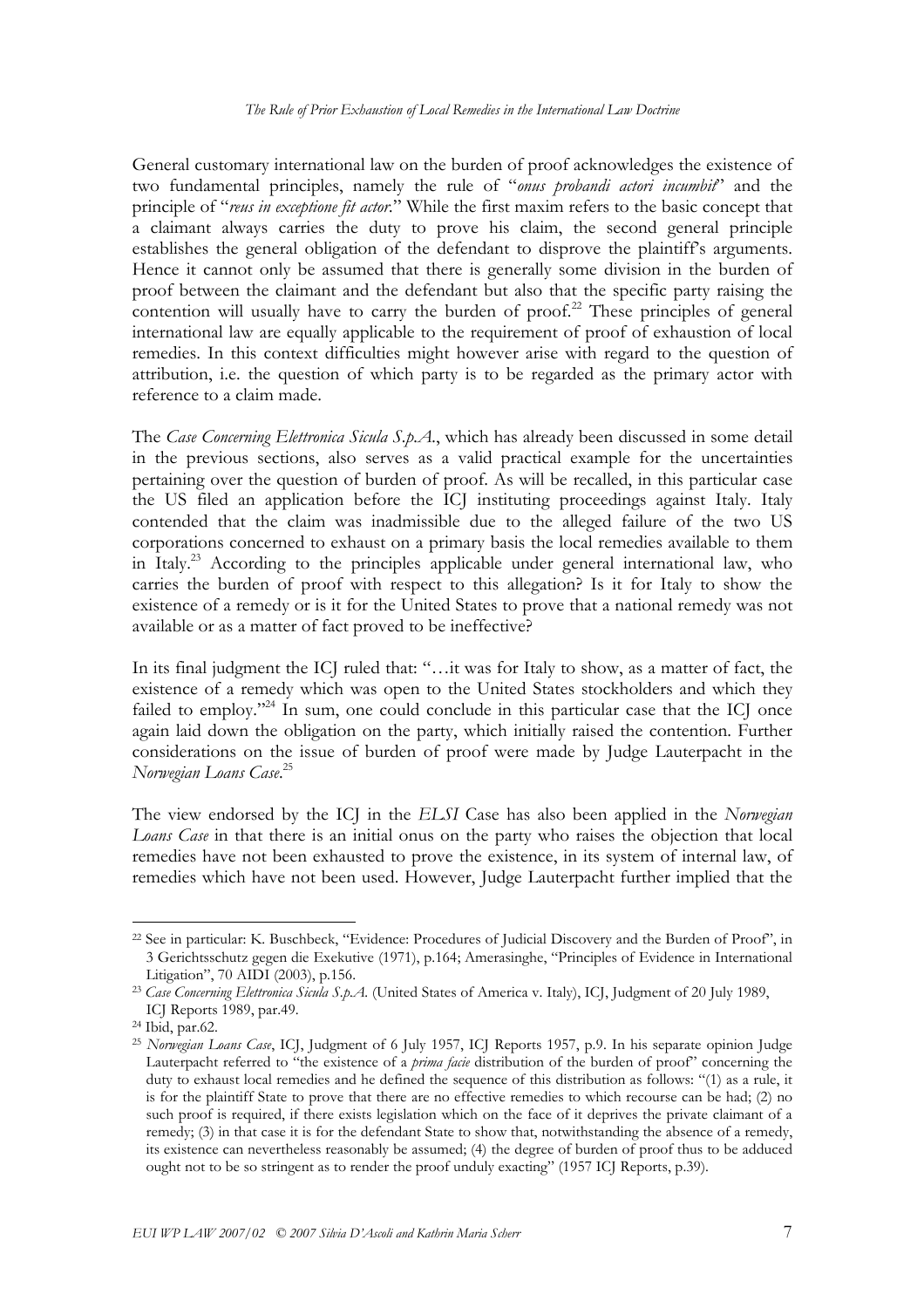General customary international law on the burden of proof acknowledges the existence of two fundamental principles, namely the rule of "*onus probandi actori incumbit*" and the principle of "*reus in exceptione fit actor*." While the first maxim refers to the basic concept that a claimant always carries the duty to prove his claim, the second general principle establishes the general obligation of the defendant to disprove the plaintiff's arguments. Hence it cannot only be assumed that there is generally some division in the burden of proof between the claimant and the defendant but also that the specific party raising the contention will usually have to carry the burden of proof.[22] These principles of general international law are equally applicable to the requirement of proof of exhaustion of local remedies. In this context difficulties might however arise with regard to the question of attribution, i.e. the question of which party is to be regarded as the primary actor with reference to a claim made.

The *Case Concerning Elettronica Sicula S.p.A.*, which has already been discussed in some detail in the previous sections, also serves as a valid practical example for the uncertainties pertaining over the question of burden of proof. As will be recalled, in this particular case the US filed an application before the ICJ instituting proceedings against Italy. Italy contended that the claim was inadmissible due to the alleged failure of the two US corporations concerned to exhaust on a primary basis the local remedies available to them in Italy.[23] According to the principles applicable under general international law, who carries the burden of proof with respect to this allegation? Is it for Italy to show the existence of a remedy or is it for the United States to prove that a national remedy was not available or as a matter of fact proved to be ineffective?

In its final judgment the ICJ ruled that: "…it was for Italy to show, as a matter of fact, the existence of a remedy which was open to the United States stockholders and which they failed to employ."[24] In sum, one could conclude in this particular case that the ICJ once again laid down the obligation on the party, which initially raised the contention. Further considerations on the issue of burden of proof were made by Judge Lauterpacht in the *Norwegian Loans Case*.[25]

The view endorsed by the ICJ in the *ELSI* Case has also been applied in the *Norwegian Loans Case* in that there is an initial onus on the party who raises the objection that local remedies have not been exhausted to prove the existence, in its system of internal law, of remedies which have not been used. However, Judge Lauterpacht further implied that the

---

[22] See in particular: K. Buschbeck, "Evidence: Procedures of Judicial Discovery and the Burden of Proof", in 3 Gerichtsschutz gegen die Exekutive (1971), p.164; Amerasinghe, "Principles of Evidence in International Litigation", 70 AIDI (2003), p.156.

[23] *Case Concerning Elettronica Sicula S.p.A.* (United States of America v. Italy), ICJ, Judgment of 20 July 1989, ICJ Reports 1989, par.49.

[24] Ibid, par.62.

[25] *Norwegian Loans Case*, ICJ, Judgment of 6 July 1957, ICJ Reports 1957, p.9. In his separate opinion Judge Lauterpacht referred to "the existence of a *prima facie* distribution of the burden of proof" concerning the duty to exhaust local remedies and he defined the sequence of this distribution as follows: "(1) as a rule, it is for the plaintiff State to prove that there are no effective remedies to which recourse can be had; (2) no such proof is required, if there exists legislation which on the face of it deprives the private claimant of a remedy; (3) in that case it is for the defendant State to show that, notwithstanding the absence of a remedy, its existence can nevertheless reasonably be assumed; (4) the degree of burden of proof thus to be adduced ought not to be so stringent as to render the proof unduly exacting" (1957 ICJ Reports, p.39).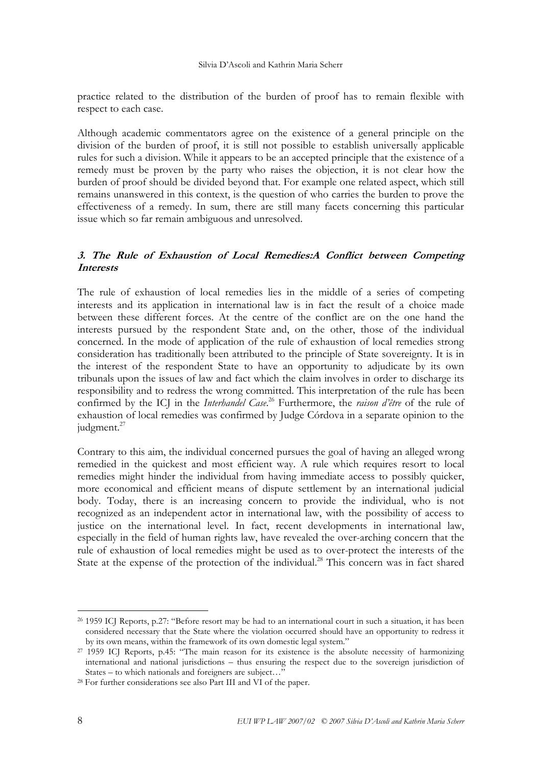practice related to the distribution of the burden of proof has to remain flexible with respect to each case.

Although academic commentators agree on the existence of a general principle on the division of the burden of proof, it is still not possible to establish universally applicable rules for such a division. While it appears to be an accepted principle that the existence of a remedy must be proven by the party who raises the objection, it is not clear how the burden of proof should be divided beyond that. For example one related aspect, which still remains unanswered in this context, is the question of who carries the burden to prove the effectiveness of a remedy. In sum, there are still many facets concerning this particular issue which so far remain ambiguous and unresolved.

### *3. The Rule of Exhaustion of Local Remedies:A Conflict between Competing Interests*

The rule of exhaustion of local remedies lies in the middle of a series of competing interests and its application in international law is in fact the result of a choice made between these different forces. At the centre of the conflict are on the one hand the interests pursued by the respondent State and, on the other, those of the individual concerned. In the mode of application of the rule of exhaustion of local remedies strong consideration has traditionally been attributed to the principle of State sovereignty. It is in the interest of the respondent State to have an opportunity to adjudicate by its own tribunals upon the issues of law and fact which the claim involves in order to discharge its responsibility and to redress the wrong committed. This interpretation of the rule has been confirmed by the ICJ in the *Interhandel Case*.[26] Furthermore, the *raison d'être* of the rule of exhaustion of local remedies was confirmed by Judge Córdova in a separate opinion to the judgment.[27]

Contrary to this aim, the individual concerned pursues the goal of having an alleged wrong remedied in the quickest and most efficient way. A rule which requires resort to local remedies might hinder the individual from having immediate access to possibly quicker, more economical and efficient means of dispute settlement by an international judicial body. Today, there is an increasing concern to provide the individual, who is not recognized as an independent actor in international law, with the possibility of access to justice on the international level. In fact, recent developments in international law, especially in the field of human rights law, have revealed the over-arching concern that the rule of exhaustion of local remedies might be used as to over-protect the interests of the State at the expense of the protection of the individual.[28] This concern was in fact shared

---

[26] 1959 ICJ Reports, p.27: "Before resort may be had to an international court in such a situation, it has been considered necessary that the State where the violation occurred should have an opportunity to redress it by its own means, within the framework of its own domestic legal system."

[27] 1959 ICJ Reports, p.45: "The main reason for its existence is the absolute necessity of harmonizing international and national jurisdictions – thus ensuring the respect due to the sovereign jurisdiction of States – to which nationals and foreigners are subject…"

[28] For further considerations see also Part III and VI of the paper.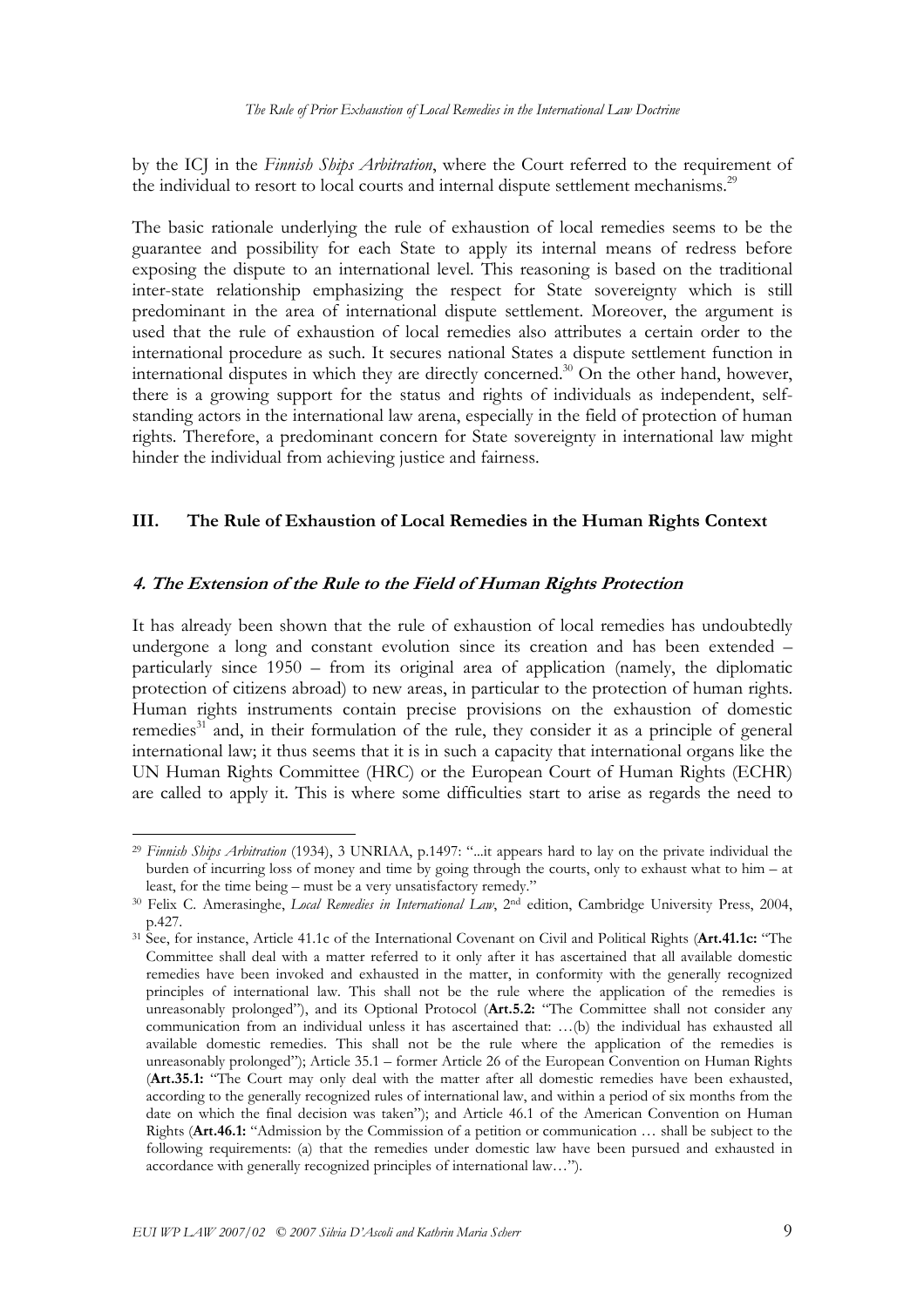by the ICJ in the *Finnish Ships Arbitration*, where the Court referred to the requirement of the individual to resort to local courts and internal dispute settlement mechanisms.[29]

The basic rationale underlying the rule of exhaustion of local remedies seems to be the guarantee and possibility for each State to apply its internal means of redress before exposing the dispute to an international level. This reasoning is based on the traditional inter-state relationship emphasizing the respect for State sovereignty which is still predominant in the area of international dispute settlement. Moreover, the argument is used that the rule of exhaustion of local remedies also attributes a certain order to the international procedure as such. It secures national States a dispute settlement function in international disputes in which they are directly concerned.[30] On the other hand, however, there is a growing support for the status and rights of individuals as independent, self-standing actors in the international law arena, especially in the field of protection of human rights. Therefore, a predominant concern for State sovereignty in international law might hinder the individual from achieving justice and fairness.

## III. The Rule of Exhaustion of Local Remedies in the Human Rights Context

### *4. The Extension of the Rule to the Field of Human Rights Protection*

It has already been shown that the rule of exhaustion of local remedies has undoubtedly undergone a long and constant evolution since its creation and has been extended – particularly since 1950 – from its original area of application (namely, the diplomatic protection of citizens abroad) to new areas, in particular to the protection of human rights. Human rights instruments contain precise provisions on the exhaustion of domestic remedies[31] and, in their formulation of the rule, they consider it as a principle of general international law; it thus seems that it is in such a capacity that international organs like the UN Human Rights Committee (HRC) or the European Court of Human Rights (ECHR) are called to apply it. This is where some difficulties start to arise as regards the need to

---

[29] *Finnish Ships Arbitration* (1934), 3 UNRIAA, p.1497: "...it appears hard to lay on the private individual the burden of incurring loss of money and time by going through the courts, only to exhaust what to him – at least, for the time being – must be a very unsatisfactory remedy."

[30] Felix C. Amerasinghe, *Local Remedies in International Law*, 2nd edition, Cambridge University Press, 2004, p.427.

[31] See, for instance, Article 41.1c of the International Covenant on Civil and Political Rights (**Art.41.1c:** "The Committee shall deal with a matter referred to it only after it has ascertained that all available domestic remedies have been invoked and exhausted in the matter, in conformity with the generally recognized principles of international law. This shall not be the rule where the application of the remedies is unreasonably prolonged"), and its Optional Protocol (**Art.5.2:** "The Committee shall not consider any communication from an individual unless it has ascertained that: …(b) the individual has exhausted all available domestic remedies. This shall not be the rule where the application of the remedies is unreasonably prolonged"); Article 35.1 – former Article 26 of the European Convention on Human Rights (**Art.35.1:** "The Court may only deal with the matter after all domestic remedies have been exhausted, according to the generally recognized rules of international law, and within a period of six months from the date on which the final decision was taken"); and Article 46.1 of the American Convention on Human Rights (**Art.46.1:** "Admission by the Commission of a petition or communication … shall be subject to the following requirements: (a) that the remedies under domestic law have been pursued and exhausted in accordance with generally recognized principles of international law…").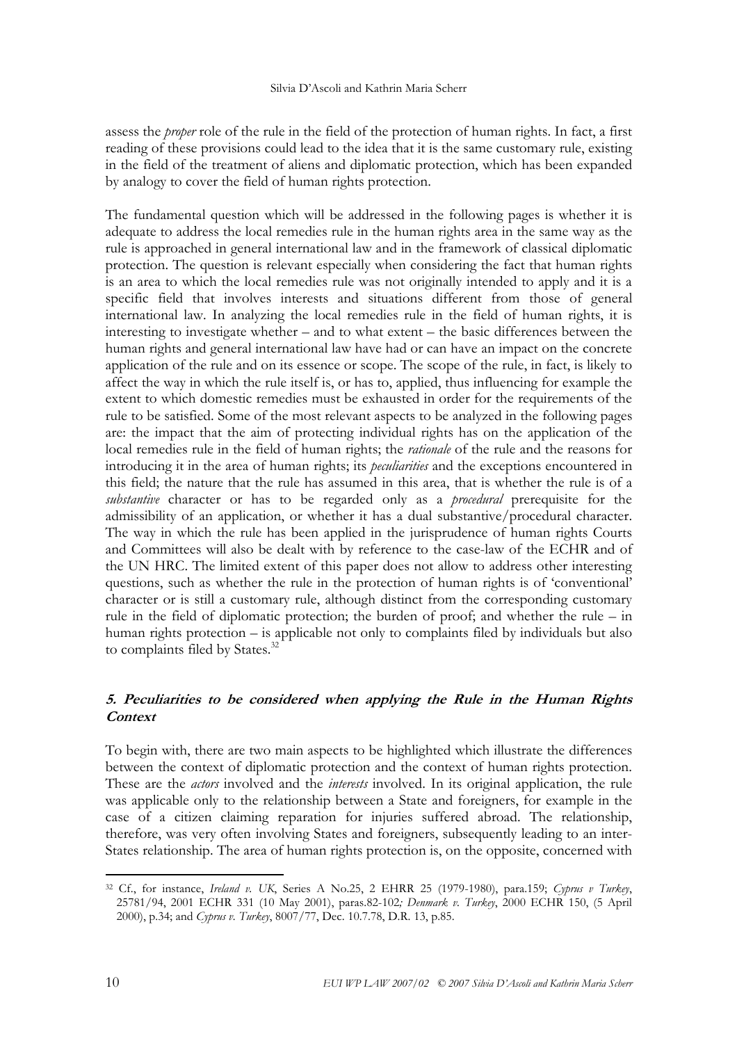assess the *proper* role of the rule in the field of the protection of human rights. In fact, a first reading of these provisions could lead to the idea that it is the same customary rule, existing in the field of the treatment of aliens and diplomatic protection, which has been expanded by analogy to cover the field of human rights protection.

The fundamental question which will be addressed in the following pages is whether it is adequate to address the local remedies rule in the human rights area in the same way as the rule is approached in general international law and in the framework of classical diplomatic protection. The question is relevant especially when considering the fact that human rights is an area to which the local remedies rule was not originally intended to apply and it is a specific field that involves interests and situations different from those of general international law. In analyzing the local remedies rule in the field of human rights, it is interesting to investigate whether – and to what extent – the basic differences between the human rights and general international law have had or can have an impact on the concrete application of the rule and on its essence or scope. The scope of the rule, in fact, is likely to affect the way in which the rule itself is, or has to, applied, thus influencing for example the extent to which domestic remedies must be exhausted in order for the requirements of the rule to be satisfied. Some of the most relevant aspects to be analyzed in the following pages are: the impact that the aim of protecting individual rights has on the application of the local remedies rule in the field of human rights; the *rationale* of the rule and the reasons for introducing it in the area of human rights; its *peculiarities* and the exceptions encountered in this field; the nature that the rule has assumed in this area, that is whether the rule is of a *substantive* character or has to be regarded only as a *procedural* prerequisite for the admissibility of an application, or whether it has a dual substantive/procedural character. The way in which the rule has been applied in the jurisprudence of human rights Courts and Committees will also be dealt with by reference to the case-law of the ECHR and of the UN HRC. The limited extent of this paper does not allow to address other interesting questions, such as whether the rule in the protection of human rights is of 'conventional' character or is still a customary rule, although distinct from the corresponding customary rule in the field of diplomatic protection; the burden of proof; and whether the rule – in human rights protection – is applicable not only to complaints filed by individuals but also to complaints filed by States.[32]

## *5. Peculiarities to be considered when applying the Rule in the Human Rights Context*

To begin with, there are two main aspects to be highlighted which illustrate the differences between the context of diplomatic protection and the context of human rights protection. These are the *actors* involved and the *interests* involved. In its original application, the rule was applicable only to the relationship between a State and foreigners, for example in the case of a citizen claiming reparation for injuries suffered abroad. The relationship, therefore, was very often involving States and foreigners, subsequently leading to an inter-States relationship. The area of human rights protection is, on the opposite, concerned with

---

[32] Cf., for instance, *Ireland v. UK*, Series A No.25, 2 EHRR 25 (1979-1980), para.159; *Cyprus v Turkey*, 25781/94, 2001 ECHR 331 (10 May 2001), paras.82-102*; Denmark v. Turkey*, 2000 ECHR 150, (5 April 2000), p.34; and *Cyprus v. Turkey*, 8007/77, Dec. 10.7.78, D.R. 13, p.85.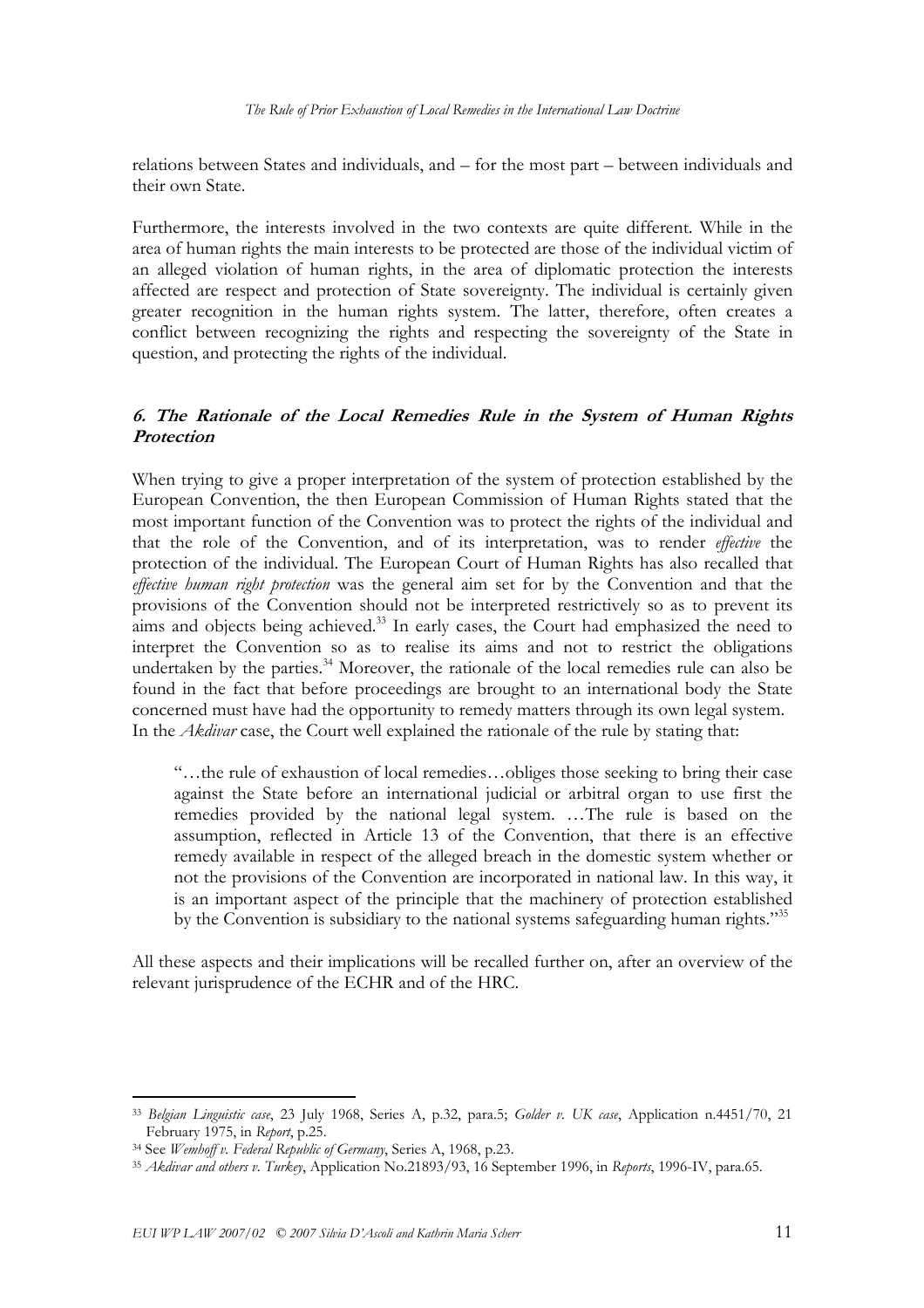relations between States and individuals, and – for the most part – between individuals and their own State.

Furthermore, the interests involved in the two contexts are quite different. While in the area of human rights the main interests to be protected are those of the individual victim of an alleged violation of human rights, in the area of diplomatic protection the interests affected are respect and protection of State sovereignty. The individual is certainly given greater recognition in the human rights system. The latter, therefore, often creates a conflict between recognizing the rights and respecting the sovereignty of the State in question, and protecting the rights of the individual.

### *6. The Rationale of the Local Remedies Rule in the System of Human Rights Protection*

When trying to give a proper interpretation of the system of protection established by the European Convention, the then European Commission of Human Rights stated that the most important function of the Convention was to protect the rights of the individual and that the role of the Convention, and of its interpretation, was to render *effective* the protection of the individual. The European Court of Human Rights has also recalled that *effective human right protection* was the general aim set for by the Convention and that the provisions of the Convention should not be interpreted restrictively so as to prevent its aims and objects being achieved.[33] In early cases, the Court had emphasized the need to interpret the Convention so as to realise its aims and not to restrict the obligations undertaken by the parties.[34] Moreover, the rationale of the local remedies rule can also be found in the fact that before proceedings are brought to an international body the State concerned must have had the opportunity to remedy matters through its own legal system. In the *Akdivar* case, the Court well explained the rationale of the rule by stating that:

> "…the rule of exhaustion of local remedies…obliges those seeking to bring their case against the State before an international judicial or arbitral organ to use first the remedies provided by the national legal system. …The rule is based on the assumption, reflected in Article 13 of the Convention, that there is an effective remedy available in respect of the alleged breach in the domestic system whether or not the provisions of the Convention are incorporated in national law. In this way, it is an important aspect of the principle that the machinery of protection established by the Convention is subsidiary to the national systems safeguarding human rights."[35]

All these aspects and their implications will be recalled further on, after an overview of the relevant jurisprudence of the ECHR and of the HRC.

---

[33] *Belgian Linguistic case*, 23 July 1968, Series A, p.32, para.5; *Golder v. UK case*, Application n.4451/70, 21 February 1975, in *Report*, p.25.

[34] See *Wemhoff v. Federal Republic of Germany*, Series A, 1968, p.23.

[35] *Akdivar and others v. Turkey*, Application No.21893/93, 16 September 1996, in *Reports*, 1996-IV, para.65.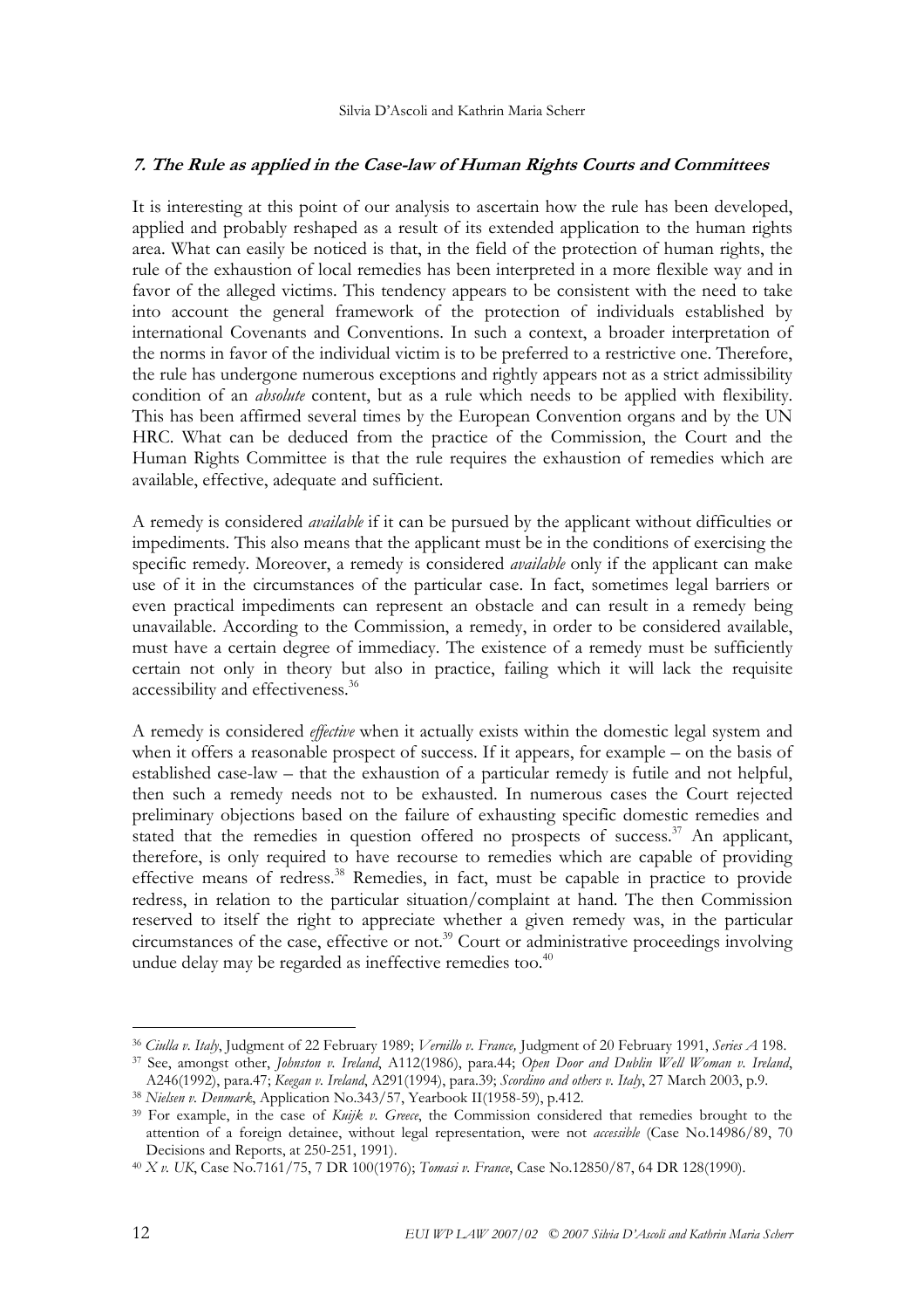### *7. The Rule as applied in the Case-law of Human Rights Courts and Committees*

It is interesting at this point of our analysis to ascertain how the rule has been developed, applied and probably reshaped as a result of its extended application to the human rights area. What can easily be noticed is that, in the field of the protection of human rights, the rule of the exhaustion of local remedies has been interpreted in a more flexible way and in favor of the alleged victims. This tendency appears to be consistent with the need to take into account the general framework of the protection of individuals established by international Covenants and Conventions. In such a context, a broader interpretation of the norms in favor of the individual victim is to be preferred to a restrictive one. Therefore, the rule has undergone numerous exceptions and rightly appears not as a strict admissibility condition of an *absolute* content, but as a rule which needs to be applied with flexibility. This has been affirmed several times by the European Convention organs and by the UN HRC. What can be deduced from the practice of the Commission, the Court and the Human Rights Committee is that the rule requires the exhaustion of remedies which are available, effective, adequate and sufficient.

A remedy is considered *available* if it can be pursued by the applicant without difficulties or impediments. This also means that the applicant must be in the conditions of exercising the specific remedy. Moreover, a remedy is considered *available* only if the applicant can make use of it in the circumstances of the particular case. In fact, sometimes legal barriers or even practical impediments can represent an obstacle and can result in a remedy being unavailable. According to the Commission, a remedy, in order to be considered available, must have a certain degree of immediacy. The existence of a remedy must be sufficiently certain not only in theory but also in practice, failing which it will lack the requisite accessibility and effectiveness.[36]

A remedy is considered *effective* when it actually exists within the domestic legal system and when it offers a reasonable prospect of success. If it appears, for example – on the basis of established case-law – that the exhaustion of a particular remedy is futile and not helpful, then such a remedy needs not to be exhausted. In numerous cases the Court rejected preliminary objections based on the failure of exhausting specific domestic remedies and stated that the remedies in question offered no prospects of success.[37] An applicant, therefore, is only required to have recourse to remedies which are capable of providing effective means of redress.[38] Remedies, in fact, must be capable in practice to provide redress, in relation to the particular situation/complaint at hand. The then Commission reserved to itself the right to appreciate whether a given remedy was, in the particular circumstances of the case, effective or not.[39] Court or administrative proceedings involving undue delay may be regarded as ineffective remedies too.[40]

---

[36] *Ciulla v. Italy*, Judgment of 22 February 1989; *Vernillo v. France,* Judgment of 20 February 1991, *Series A* 198.

[37] See, amongst other, *Johnston v. Ireland*, A112(1986), para.44; *Open Door and Dublin Well Woman v. Ireland*, A246(1992), para.47; *Keegan v. Ireland*, A291(1994), para.39; *Scordino and others v. Italy*, 27 March 2003, p.9.

[38] *Nielsen v. Denmark*, Application No.343/57, Yearbook II(1958-59), p.412.

[39] For example, in the case of *Kuijk v. Greece*, the Commission considered that remedies brought to the attention of a foreign detainee, without legal representation, were not *accessible* (Case No.14986/89, 70 Decisions and Reports, at 250-251, 1991).

[40] *X v. UK*, Case No.7161/75, 7 DR 100(1976); *Tomasi v. France*, Case No.12850/87, 64 DR 128(1990).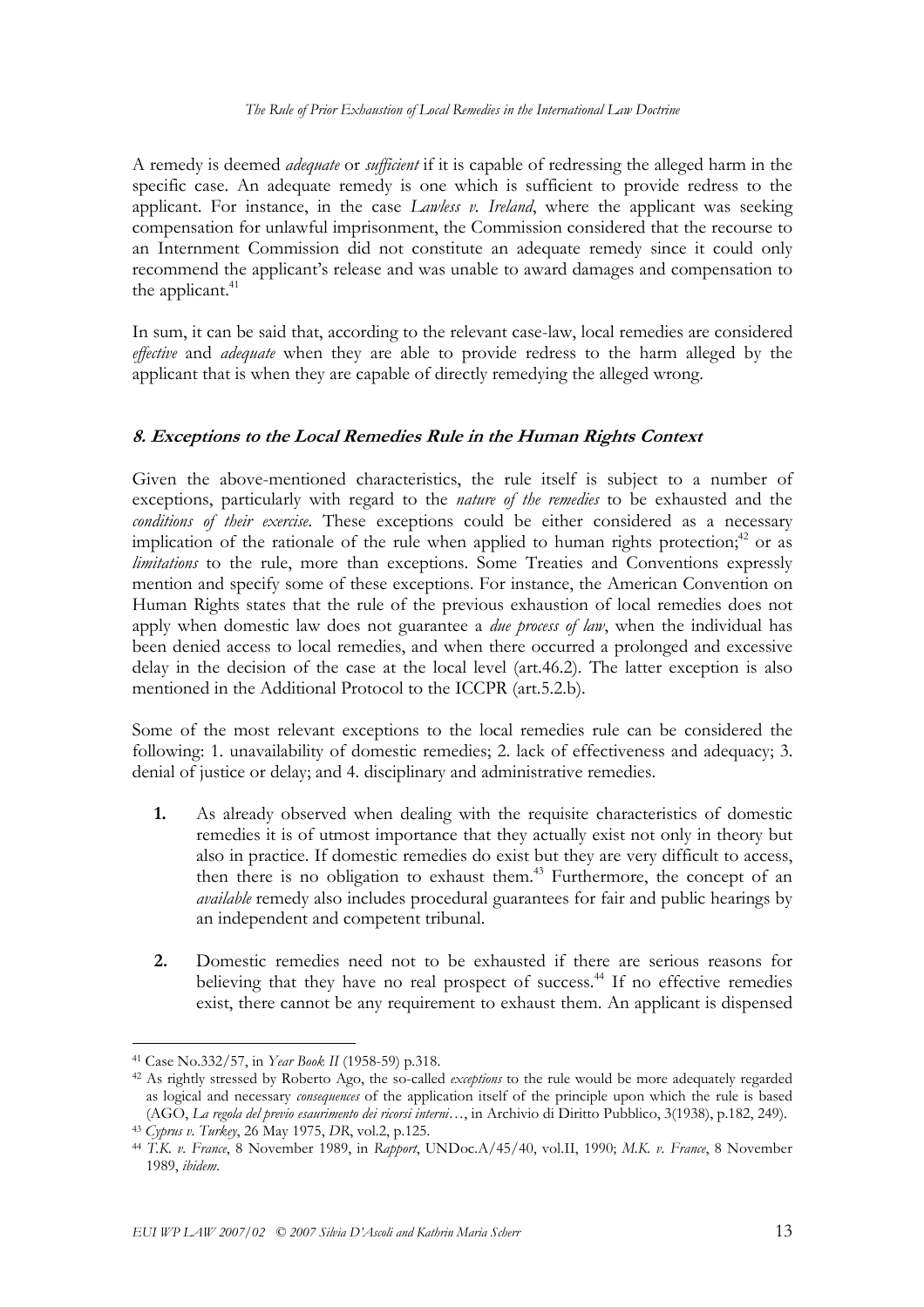A remedy is deemed *adequate* or *sufficient* if it is capable of redressing the alleged harm in the specific case. An adequate remedy is one which is sufficient to provide redress to the applicant. For instance, in the case *Lawless v. Ireland*, where the applicant was seeking compensation for unlawful imprisonment, the Commission considered that the recourse to an Internment Commission did not constitute an adequate remedy since it could only recommend the applicant's release and was unable to award damages and compensation to the applicant.[41]

In sum, it can be said that, according to the relevant case-law, local remedies are considered *effective* and *adequate* when they are able to provide redress to the harm alleged by the applicant that is when they are capable of directly remedying the alleged wrong.

## 8. Exceptions to the Local Remedies Rule in the Human Rights Context

Given the above-mentioned characteristics, the rule itself is subject to a number of exceptions, particularly with regard to the *nature of the remedies* to be exhausted and the *conditions of their exercise*. These exceptions could be either considered as a necessary implication of the rationale of the rule when applied to human rights protection;[42] or as *limitations* to the rule, more than exceptions. Some Treaties and Conventions expressly mention and specify some of these exceptions. For instance, the American Convention on Human Rights states that the rule of the previous exhaustion of local remedies does not apply when domestic law does not guarantee a *due process of law*, when the individual has been denied access to local remedies, and when there occurred a prolonged and excessive delay in the decision of the case at the local level (art.46.2). The latter exception is also mentioned in the Additional Protocol to the ICCPR (art.5.2.b).

Some of the most relevant exceptions to the local remedies rule can be considered the following: 1. unavailability of domestic remedies; 2. lack of effectiveness and adequacy; 3. denial of justice or delay; and 4. disciplinary and administrative remedies.

1. As already observed when dealing with the requisite characteristics of domestic remedies it is of utmost importance that they actually exist not only in theory but also in practice. If domestic remedies do exist but they are very difficult to access, then there is no obligation to exhaust them.[43] Furthermore, the concept of an *available* remedy also includes procedural guarantees for fair and public hearings by an independent and competent tribunal.

2. Domestic remedies need not to be exhausted if there are serious reasons for believing that they have no real prospect of success.[44] If no effective remedies exist, there cannot be any requirement to exhaust them. An applicant is dispensed

---

[41] Case No.332/57, in *Year Book II* (1958-59) p.318.

[42] As rightly stressed by Roberto Ago, the so-called *exceptions* to the rule would be more adequately regarded as logical and necessary *consequences* of the application itself of the principle upon which the rule is based (AGO, *La regola del previo esaurimento dei ricorsi interni*…, in Archivio di Diritto Pubblico, 3(1938), p.182, 249).

[43] *Cyprus v. Turkey*, 26 May 1975, *DR*, vol.2, p.125.

[44] *T.K. v. France*, 8 November 1989, in *Rapport*, UNDoc.A/45/40, vol.II, 1990; *M.K. v. France*, 8 November 1989, *ibidem*.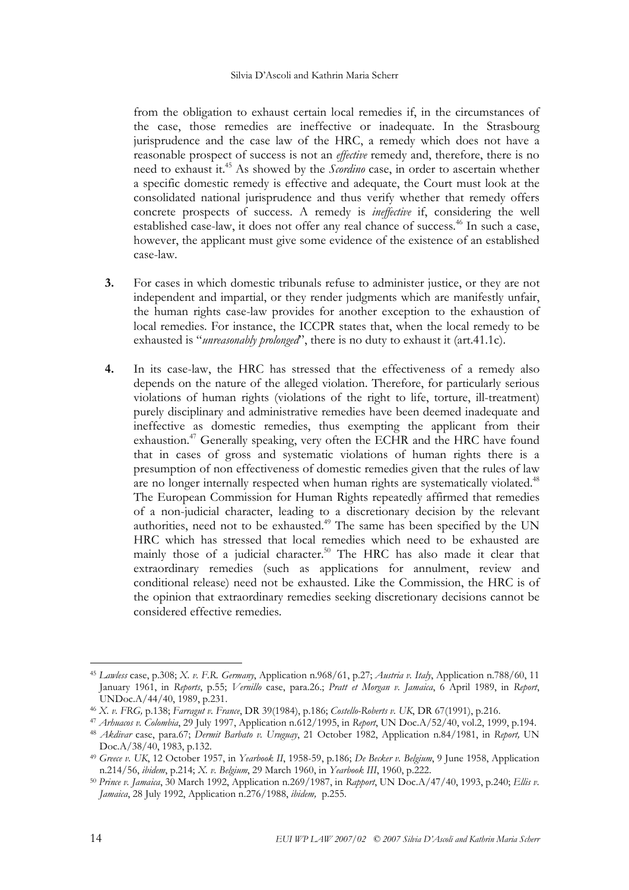from the obligation to exhaust certain local remedies if, in the circumstances of the case, those remedies are ineffective or inadequate. In the Strasbourg jurisprudence and the case law of the HRC, a remedy which does not have a reasonable prospect of success is not an *effective* remedy and, therefore, there is no need to exhaust it.[45] As showed by the *Scordino* case, in order to ascertain whether a specific domestic remedy is effective and adequate, the Court must look at the consolidated national jurisprudence and thus verify whether that remedy offers concrete prospects of success. A remedy is *ineffective* if, considering the well established case-law, it does not offer any real chance of success.[46] In such a case, however, the applicant must give some evidence of the existence of an established case-law.

**3.** For cases in which domestic tribunals refuse to administer justice, or they are not independent and impartial, or they render judgments which are manifestly unfair, the human rights case-law provides for another exception to the exhaustion of local remedies. For instance, the ICCPR states that, when the local remedy to be exhausted is "*unreasonably prolonged*", there is no duty to exhaust it (art.41.1c).

**4.** In its case-law, the HRC has stressed that the effectiveness of a remedy also depends on the nature of the alleged violation. Therefore, for particularly serious violations of human rights (violations of the right to life, torture, ill-treatment) purely disciplinary and administrative remedies have been deemed inadequate and ineffective as domestic remedies, thus exempting the applicant from their exhaustion.[47] Generally speaking, very often the ECHR and the HRC have found that in cases of gross and systematic violations of human rights there is a presumption of non effectiveness of domestic remedies given that the rules of law are no longer internally respected when human rights are systematically violated.[48] The European Commission for Human Rights repeatedly affirmed that remedies of a non-judicial character, leading to a discretionary decision by the relevant authorities, need not to be exhausted.[49] The same has been specified by the UN HRC which has stressed that local remedies which need to be exhausted are mainly those of a judicial character.[50] The HRC has also made it clear that extraordinary remedies (such as applications for annulment, review and conditional release) need not be exhausted. Like the Commission, the HRC is of the opinion that extraordinary remedies seeking discretionary decisions cannot be considered effective remedies.

---

[45] *Lawless* case, p.308; *X. v. F.R. Germany*, Application n.968/61, p.27; *Austria v. Italy*, Application n.788/60, 11 January 1961, in *Reports*, p.55; *Vernillo* case, para.26.; *Pratt et Morgan v. Jamaica*, 6 April 1989, in *Report*, UNDoc.A/44/40, 1989, p.231.

[46] *X. v. FRG*, p.138; *Farragut v. France*, DR 39(1984), p.186; *Costello-Roberts v. UK*, DR 67(1991), p.216.

[47] *Arhuacos v. Colombia*, 29 July 1997, Application n.612/1995, in *Report*, UN Doc.A/52/40, vol.2, 1999, p.194.

[48] *Akdivar* case, para.67; *Dermit Barbato v. Uruguay*, 21 October 1982, Application n.84/1981, in *Report*, UN Doc.A/38/40, 1983, p.132.

[49] *Greece v. UK*, 12 October 1957, in *Yearbook II*, 1958-59, p.186; *De Becker v. Belgium*, 9 June 1958, Application n.214/56, *ibidem*, p.214; *X. v. Belgium*, 29 March 1960, in *Yearbook III*, 1960, p.222.

[50] *Prince v. Jamaica*, 30 March 1992, Application n.269/1987, in *Rapport*, UN Doc.A/47/40, 1993, p.240; *Ellis v. Jamaica*, 28 July 1992, Application n.276/1988, *ibidem*, p.255.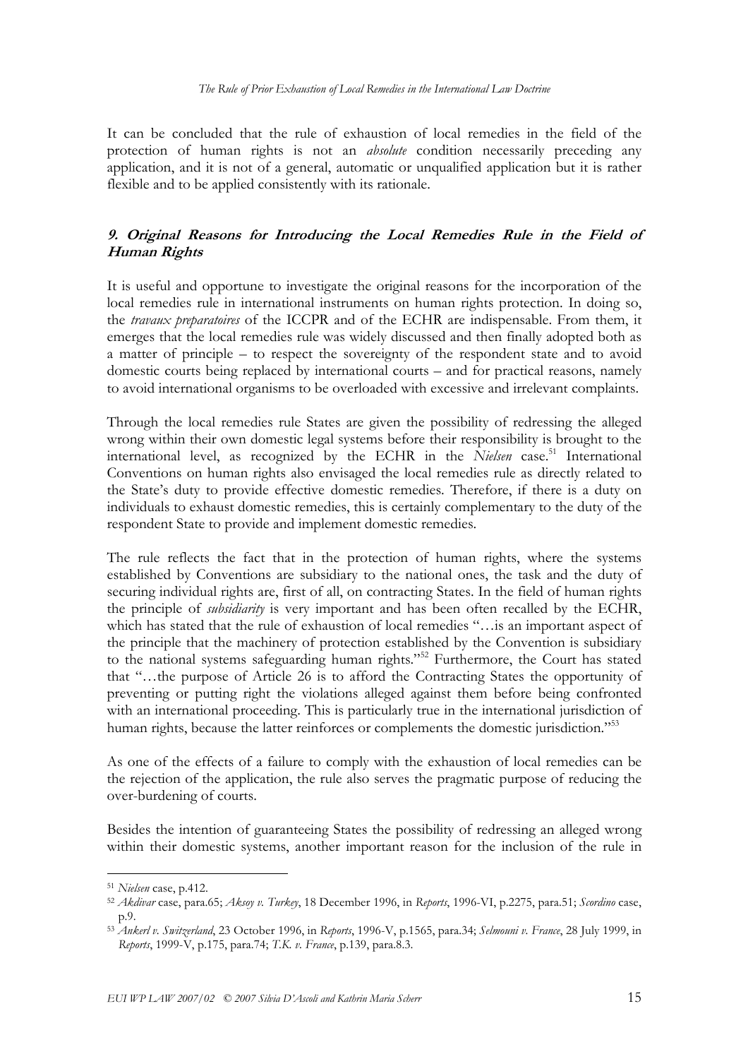It can be concluded that the rule of exhaustion of local remedies in the field of the protection of human rights is not an *absolute* condition necessarily preceding any application, and it is not of a general, automatic or unqualified application but it is rather flexible and to be applied consistently with its rationale.

### 9. Original Reasons for Introducing the Local Remedies Rule in the Field of Human Rights

It is useful and opportune to investigate the original reasons for the incorporation of the local remedies rule in international instruments on human rights protection. In doing so, the *travaux preparatoires* of the ICCPR and of the ECHR are indispensable. From them, it emerges that the local remedies rule was widely discussed and then finally adopted both as a matter of principle – to respect the sovereignty of the respondent state and to avoid domestic courts being replaced by international courts – and for practical reasons, namely to avoid international organisms to be overloaded with excessive and irrelevant complaints.

Through the local remedies rule States are given the possibility of redressing the alleged wrong within their own domestic legal systems before their responsibility is brought to the international level, as recognized by the ECHR in the *Nielsen* case.[51] International Conventions on human rights also envisaged the local remedies rule as directly related to the State's duty to provide effective domestic remedies. Therefore, if there is a duty on individuals to exhaust domestic remedies, this is certainly complementary to the duty of the respondent State to provide and implement domestic remedies.

The rule reflects the fact that in the protection of human rights, where the systems established by Conventions are subsidiary to the national ones, the task and the duty of securing individual rights are, first of all, on contracting States. In the field of human rights the principle of *subsidiarity* is very important and has been often recalled by the ECHR, which has stated that the rule of exhaustion of local remedies "…is an important aspect of the principle that the machinery of protection established by the Convention is subsidiary to the national systems safeguarding human rights."[52] Furthermore, the Court has stated that "…the purpose of Article 26 is to afford the Contracting States the opportunity of preventing or putting right the violations alleged against them before being confronted with an international proceeding. This is particularly true in the international jurisdiction of human rights, because the latter reinforces or complements the domestic jurisdiction."[53]

As one of the effects of a failure to comply with the exhaustion of local remedies can be the rejection of the application, the rule also serves the pragmatic purpose of reducing the over-burdening of courts.

Besides the intention of guaranteeing States the possibility of redressing an alleged wrong within their domestic systems, another important reason for the inclusion of the rule in

---

[51] *Nielsen* case, p.412.

[52] *Akdivar* case, para.65; *Aksoy v. Turkey*, 18 December 1996, in *Reports*, 1996-VI, p.2275, para.51; *Scordino* case, p.9.

[53] *Ankerl v. Switzerland*, 23 October 1996, in *Reports*, 1996-V, p.1565, para.34; *Selmouni v. France*, 28 July 1999, in *Reports*, 1999-V, p.175, para.74; *T.K. v. France*, p.139, para.8.3.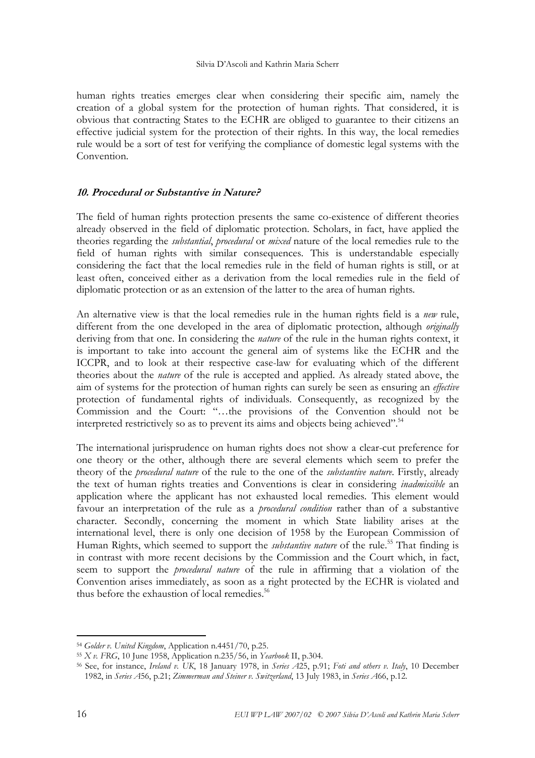human rights treaties emerges clear when considering their specific aim, namely the creation of a global system for the protection of human rights. That considered, it is obvious that contracting States to the ECHR are obliged to guarantee to their citizens an effective judicial system for the protection of their rights. In this way, the local remedies rule would be a sort of test for verifying the compliance of domestic legal systems with the Convention.

## 10. Procedural or Substantive in Nature?

The field of human rights protection presents the same co-existence of different theories already observed in the field of diplomatic protection. Scholars, in fact, have applied the theories regarding the *substantial*, *procedural* or *mixed* nature of the local remedies rule to the field of human rights with similar consequences. This is understandable especially considering the fact that the local remedies rule in the field of human rights is still, or at least often, conceived either as a derivation from the local remedies rule in the field of diplomatic protection or as an extension of the latter to the area of human rights.

An alternative view is that the local remedies rule in the human rights field is a *new* rule, different from the one developed in the area of diplomatic protection, although *originally* deriving from that one. In considering the *nature* of the rule in the human rights context, it is important to take into account the general aim of systems like the ECHR and the ICCPR, and to look at their respective case-law for evaluating which of the different theories about the *nature* of the rule is accepted and applied. As already stated above, the aim of systems for the protection of human rights can surely be seen as ensuring an *effective* protection of fundamental rights of individuals. Consequently, as recognized by the Commission and the Court: "…the provisions of the Convention should not be interpreted restrictively so as to prevent its aims and objects being achieved".[54]

The international jurisprudence on human rights does not show a clear-cut preference for one theory or the other, although there are several elements which seem to prefer the theory of the *procedural nature* of the rule to the one of the *substantive nature*. Firstly, already the text of human rights treaties and Conventions is clear in considering *inadmissible* an application where the applicant has not exhausted local remedies. This element would favour an interpretation of the rule as a *procedural condition* rather than of a substantive character. Secondly, concerning the moment in which State liability arises at the international level, there is only one decision of 1958 by the European Commission of Human Rights, which seemed to support the *substantive nature* of the rule.[55] That finding is in contrast with more recent decisions by the Commission and the Court which, in fact, seem to support the *procedural nature* of the rule in affirming that a violation of the Convention arises immediately, as soon as a right protected by the ECHR is violated and thus before the exhaustion of local remedies.[56]

---

[54] *Golder v. United Kingdom*, Application n.4451/70, p.25.

[55] *X v. FRG*, 10 June 1958, Application n.235/56, in *Yearbook* II, p.304.

[56] See, for instance, *Ireland v. UK*, 18 January 1978, in *Series A*25, p.91; *Foti and others v. Italy*, 10 December 1982, in *Series A*56, p.21; *Zimmerman and Steiner v. Switzerland*, 13 July 1983, in *Series A*66, p.12.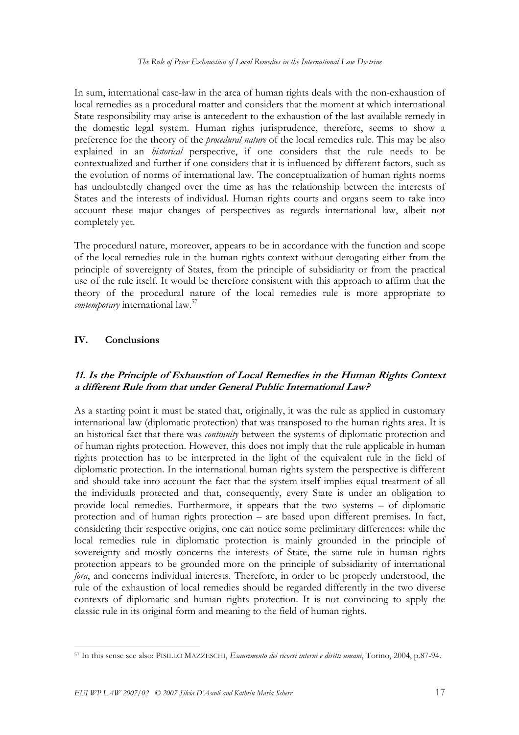In sum, international case-law in the area of human rights deals with the non-exhaustion of local remedies as a procedural matter and considers that the moment at which international State responsibility may arise is antecedent to the exhaustion of the last available remedy in the domestic legal system. Human rights jurisprudence, therefore, seems to show a preference for the theory of the *procedural nature* of the local remedies rule. This may be also explained in an *historical* perspective, if one considers that the rule needs to be contextualized and further if one considers that it is influenced by different factors, such as the evolution of norms of international law. The conceptualization of human rights norms has undoubtedly changed over the time as has the relationship between the interests of States and the interests of individual. Human rights courts and organs seem to take into account these major changes of perspectives as regards international law, albeit not completely yet.

The procedural nature, moreover, appears to be in accordance with the function and scope of the local remedies rule in the human rights context without derogating either from the principle of sovereignty of States, from the principle of subsidiarity or from the practical use of the rule itself. It would be therefore consistent with this approach to affirm that the theory of the procedural nature of the local remedies rule is more appropriate to *contemporary* international law.[57]

## IV. Conclusions

### *11. Is the Principle of Exhaustion of Local Remedies in the Human Rights Context a different Rule from that under General Public International Law?*

As a starting point it must be stated that, originally, it was the rule as applied in customary international law (diplomatic protection) that was transposed to the human rights area. It is an historical fact that there was *continuity* between the systems of diplomatic protection and of human rights protection. However, this does not imply that the rule applicable in human rights protection has to be interpreted in the light of the equivalent rule in the field of diplomatic protection. In the international human rights system the perspective is different and should take into account the fact that the system itself implies equal treatment of all the individuals protected and that, consequently, every State is under an obligation to provide local remedies. Furthermore, it appears that the two systems – of diplomatic protection and of human rights protection – are based upon different premises. In fact, considering their respective origins, one can notice some preliminary differences: while the local remedies rule in diplomatic protection is mainly grounded in the principle of sovereignty and mostly concerns the interests of State, the same rule in human rights protection appears to be grounded more on the principle of subsidiarity of international *fora*, and concerns individual interests. Therefore, in order to be properly understood, the rule of the exhaustion of local remedies should be regarded differently in the two diverse contexts of diplomatic and human rights protection. It is not convincing to apply the classic rule in its original form and meaning to the field of human rights.

---

[57] In this sense see also: PISILLO MAZZESCHI, *Esaurimento dei ricorsi interni e diritti umani*, Torino, 2004, p.87-94.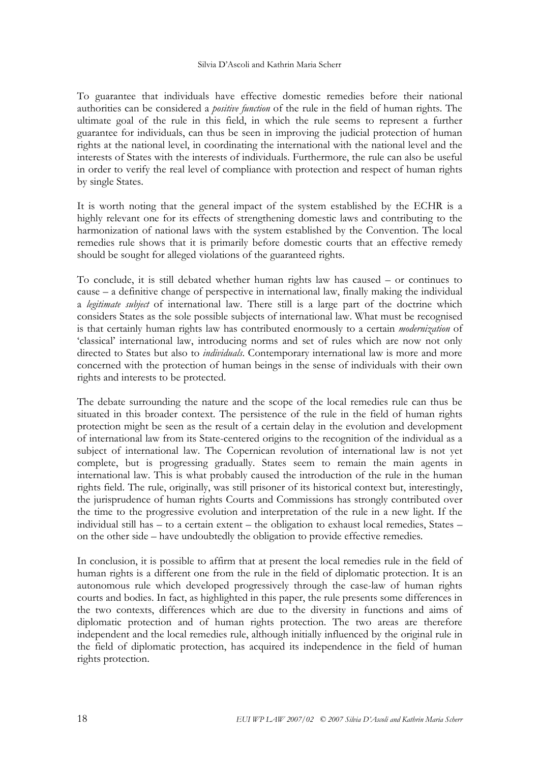To guarantee that individuals have effective domestic remedies before their national authorities can be considered a *positive function* of the rule in the field of human rights. The ultimate goal of the rule in this field, in which the rule seems to represent a further guarantee for individuals, can thus be seen in improving the judicial protection of human rights at the national level, in coordinating the international with the national level and the interests of States with the interests of individuals. Furthermore, the rule can also be useful in order to verify the real level of compliance with protection and respect of human rights by single States.

It is worth noting that the general impact of the system established by the ECHR is a highly relevant one for its effects of strengthening domestic laws and contributing to the harmonization of national laws with the system established by the Convention. The local remedies rule shows that it is primarily before domestic courts that an effective remedy should be sought for alleged violations of the guaranteed rights.

To conclude, it is still debated whether human rights law has caused – or continues to cause – a definitive change of perspective in international law, finally making the individual a *legitimate subject* of international law. There still is a large part of the doctrine which considers States as the sole possible subjects of international law. What must be recognised is that certainly human rights law has contributed enormously to a certain *modernization* of 'classical' international law, introducing norms and set of rules which are now not only directed to States but also to *individuals*. Contemporary international law is more and more concerned with the protection of human beings in the sense of individuals with their own rights and interests to be protected.

The debate surrounding the nature and the scope of the local remedies rule can thus be situated in this broader context. The persistence of the rule in the field of human rights protection might be seen as the result of a certain delay in the evolution and development of international law from its State-centered origins to the recognition of the individual as a subject of international law. The Copernican revolution of international law is not yet complete, but is progressing gradually. States seem to remain the main agents in international law. This is what probably caused the introduction of the rule in the human rights field. The rule, originally, was still prisoner of its historical context but, interestingly, the jurisprudence of human rights Courts and Commissions has strongly contributed over the time to the progressive evolution and interpretation of the rule in a new light. If the individual still has – to a certain extent – the obligation to exhaust local remedies, States – on the other side – have undoubtedly the obligation to provide effective remedies.

In conclusion, it is possible to affirm that at present the local remedies rule in the field of human rights is a different one from the rule in the field of diplomatic protection. It is an autonomous rule which developed progressively through the case-law of human rights courts and bodies. In fact, as highlighted in this paper, the rule presents some differences in the two contexts, differences which are due to the diversity in functions and aims of diplomatic protection and of human rights protection. The two areas are therefore independent and the local remedies rule, although initially influenced by the original rule in the field of diplomatic protection, has acquired its independence in the field of human rights protection.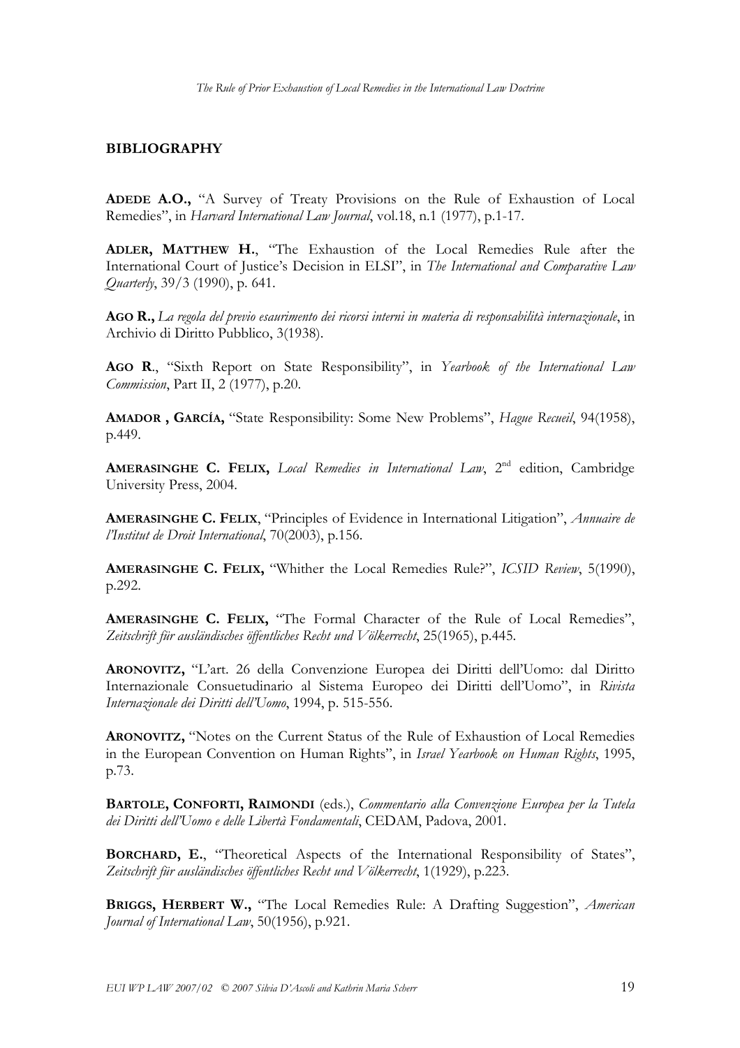## BIBLIOGRAPHY

**ADEDE A.O.,** "A Survey of Treaty Provisions on the Rule of Exhaustion of Local Remedies", in *Harvard International Law Journal*, vol.18, n.1 (1977), p.1-17.

**ADLER, MATTHEW H.**, "The Exhaustion of the Local Remedies Rule after the International Court of Justice's Decision in ELSI", in *The International and Comparative Law Quarterly*, 39/3 (1990), p. 641.

**AGO R.,** *La regola del previo esaurimento dei ricorsi interni in materia di responsabilità internazionale*, in Archivio di Diritto Pubblico, 3(1938).

**AGO R.**, "Sixth Report on State Responsibility", in *Yearbook of the International Law Commission*, Part II, 2 (1977), p.20.

**AMADOR , GARCÍA,** "State Responsibility: Some New Problems", *Hague Recueil*, 94(1958), p.449.

**AMERASINGHE C. FELIX,** *Local Remedies in International Law*, 2nd edition, Cambridge University Press, 2004.

**AMERASINGHE C. FELIX**, "Principles of Evidence in International Litigation", *Annuaire de l'Institut de Droit International*, 70(2003), p.156.

**AMERASINGHE C. FELIX,** "Whither the Local Remedies Rule?", *ICSID Review*, 5(1990), p.292.

**AMERASINGHE C. FELIX,** "The Formal Character of the Rule of Local Remedies", *Zeitschrift für ausländisches öffentliches Recht und Völkerrecht*, 25(1965), p.445.

**ARONOVITZ,** "L'art. 26 della Convenzione Europea dei Diritti dell'Uomo: dal Diritto Internazionale Consuetudinario al Sistema Europeo dei Diritti dell'Uomo", in *Rivista Internazionale dei Diritti dell'Uomo*, 1994, p. 515-556.

**ARONOVITZ,** "Notes on the Current Status of the Rule of Exhaustion of Local Remedies in the European Convention on Human Rights", in *Israel Yearbook on Human Rights*, 1995, p.73.

**BARTOLE, CONFORTI, RAIMONDI** (eds.), *Commentario alla Convenzione Europea per la Tutela dei Diritti dell'Uomo e delle Libertà Fondamentali*, CEDAM, Padova, 2001.

**BORCHARD, E.**, "Theoretical Aspects of the International Responsibility of States", *Zeitschrift für ausländisches öffentliches Recht und Völkerrecht*, 1(1929), p.223.

**BRIGGS, HERBERT W.,** "The Local Remedies Rule: A Drafting Suggestion", *American Journal of International Law*, 50(1956), p.921.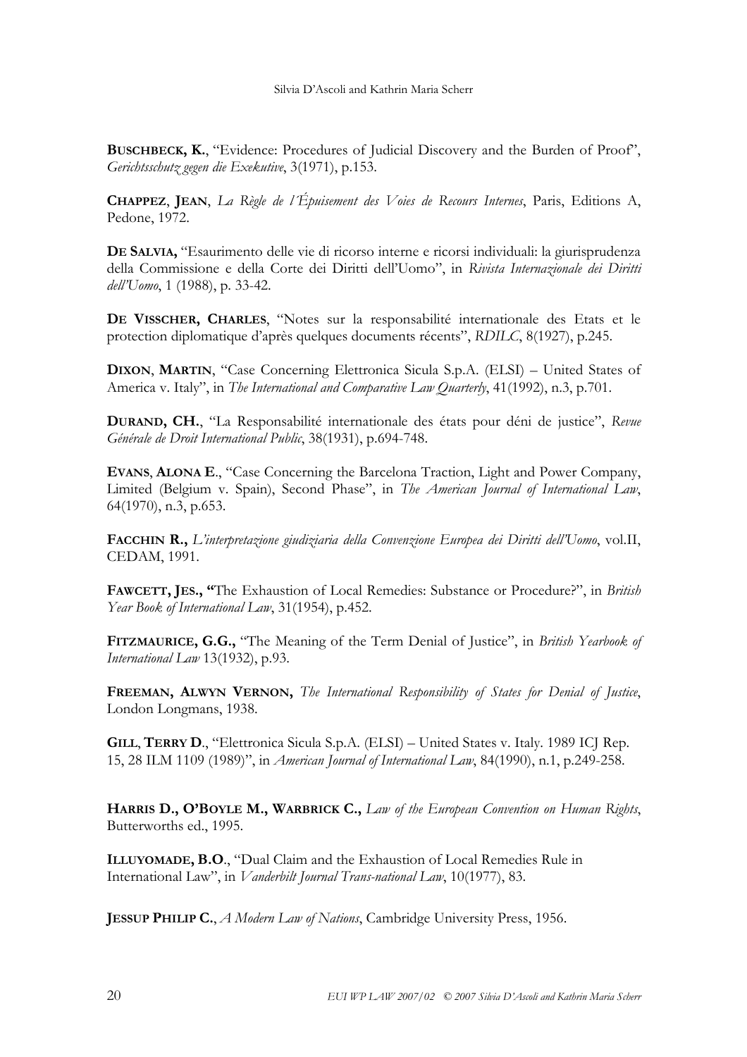**BUSCHBECK, K.**, "Evidence: Procedures of Judicial Discovery and the Burden of Proof", *Gerichtsschutz gegen die Exekutive*, 3(1971), p.153.

**CHAPPEZ**, **JEAN**, *La Règle de l'Épuisement des Voies de Recours Internes*, Paris, Editions A, Pedone, 1972.

**DE SALVIA,** "Esaurimento delle vie di ricorso interne e ricorsi individuali: la giurisprudenza della Commissione e della Corte dei Diritti dell'Uomo", in *Rivista Internazionale dei Diritti dell'Uomo*, 1 (1988), p. 33-42.

**DE VISSCHER, CHARLES**, "Notes sur la responsabilité internationale des Etats et le protection diplomatique d'après quelques documents récents", *RDILC*, 8(1927), p.245.

**DIXON**, **MARTIN**, "Case Concerning Elettronica Sicula S.p.A. (ELSI) – United States of America v. Italy", in *The International and Comparative Law Quarterly*, 41(1992), n.3, p.701.

**DURAND, CH.**, "La Responsabilité internationale des états pour déni de justice", *Revue Générale de Droit International Public*, 38(1931), p.694-748.

**EVANS**, **ALONA E**., "Case Concerning the Barcelona Traction, Light and Power Company, Limited (Belgium v. Spain), Second Phase", in *The American Journal of International Law*, 64(1970), n.3, p.653.

**FACCHIN R.,** *L'interpretazione giudiziaria della Convenzione Europea dei Diritti dell'Uomo*, vol.II, CEDAM, 1991.

**FAWCETT, JES., "**The Exhaustion of Local Remedies: Substance or Procedure?", in *British Year Book of International Law*, 31(1954), p.452.

**FITZMAURICE, G.G.,** "The Meaning of the Term Denial of Justice", in *British Yearbook of International Law* 13(1932), p.93.

**FREEMAN, ALWYN VERNON,** *The International Responsibility of States for Denial of Justice*, London Longmans, 1938.

**GILL**, **TERRY D**., "Elettronica Sicula S.p.A. (ELSI) – United States v. Italy. 1989 ICJ Rep. 15, 28 ILM 1109 (1989)", in *American Journal of International Law*, 84(1990), n.1, p.249-258.

**HARRIS D., O'BOYLE M., WARBRICK C.,** *Law of the European Convention on Human Rights*, Butterworths ed., 1995.

**ILLUYOMADE, B.O**., "Dual Claim and the Exhaustion of Local Remedies Rule in International Law", in *Vanderbilt Journal Trans-national Law*, 10(1977), 83.

**JESSUP PHILIP C.**, *A Modern Law of Nations*, Cambridge University Press, 1956.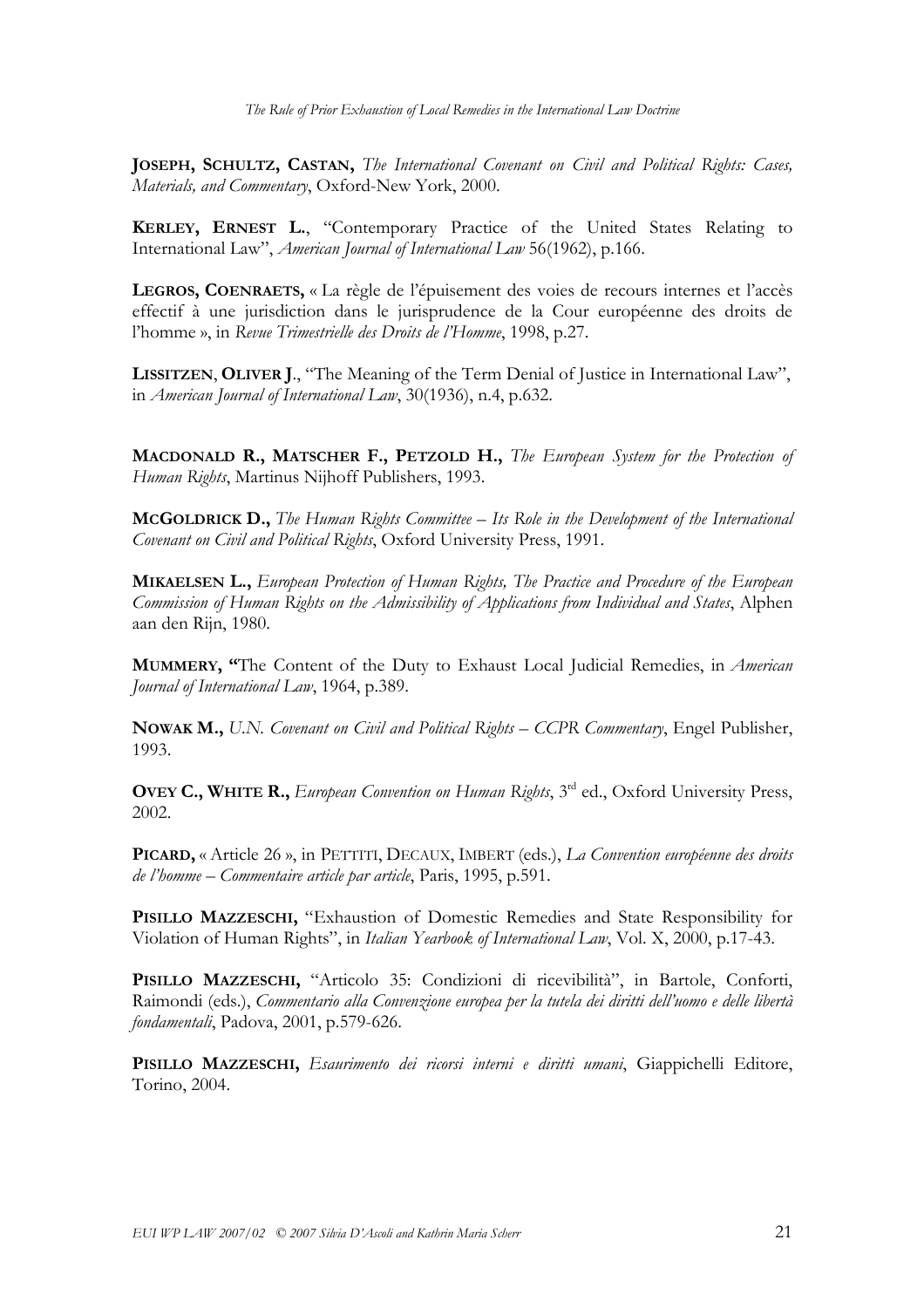**JOSEPH, SCHULTZ, CASTAN,** *The International Covenant on Civil and Political Rights: Cases, Materials, and Commentary*, Oxford-New York, 2000.

**KERLEY, ERNEST L.**, "Contemporary Practice of the United States Relating to International Law", *American Journal of International Law* 56(1962), p.166.

**LEGROS, COENRAETS,** « La règle de l'épuisement des voies de recours internes et l'accès effectif à une jurisdiction dans le jurisprudence de la Cour européenne des droits de l'homme », in *Revue Trimestrielle des Droits de l'Homme*, 1998, p.27.

**LISSITZEN**, **OLIVER J**., "The Meaning of the Term Denial of Justice in International Law", in *American Journal of International Law*, 30(1936), n.4, p.632.

**MACDONALD R., MATSCHER F., PETZOLD H.,** *The European System for the Protection of Human Rights*, Martinus Nijhoff Publishers, 1993.

**MCGOLDRICK D.,** *The Human Rights Committee – Its Role in the Development of the International Covenant on Civil and Political Rights*, Oxford University Press, 1991.

**MIKAELSEN L.,** *European Protection of Human Rights, The Practice and Procedure of the European Commission of Human Rights on the Admissibility of Applications from Individual and States*, Alphen aan den Rijn, 1980.

**MUMMERY, "**The Content of the Duty to Exhaust Local Judicial Remedies, in *American Journal of International Law*, 1964, p.389.

**NOWAK M.,** *U.N. Covenant on Civil and Political Rights – CCPR Commentary*, Engel Publisher, 1993.

**OVEY C., WHITE R.,** *European Convention on Human Rights*, 3rd ed., Oxford University Press, 2002.

**PICARD,** « Article 26 », in PETTITI, DECAUX, IMBERT (eds.), *La Convention européenne des droits de l'homme – Commentaire article par article*, Paris, 1995, p.591.

**PISILLO MAZZESCHI,** "Exhaustion of Domestic Remedies and State Responsibility for Violation of Human Rights", in *Italian Yearbook of International Law*, Vol. X, 2000, p.17-43.

**PISILLO MAZZESCHI,** "Articolo 35: Condizioni di ricevibilità", in Bartole, Conforti, Raimondi (eds.), *Commentario alla Convenzione europea per la tutela dei diritti dell'uomo e delle libertà fondamentali*, Padova, 2001, p.579-626.

**PISILLO MAZZESCHI,** *Esaurimento dei ricorsi interni e diritti umani*, Giappichelli Editore, Torino, 2004.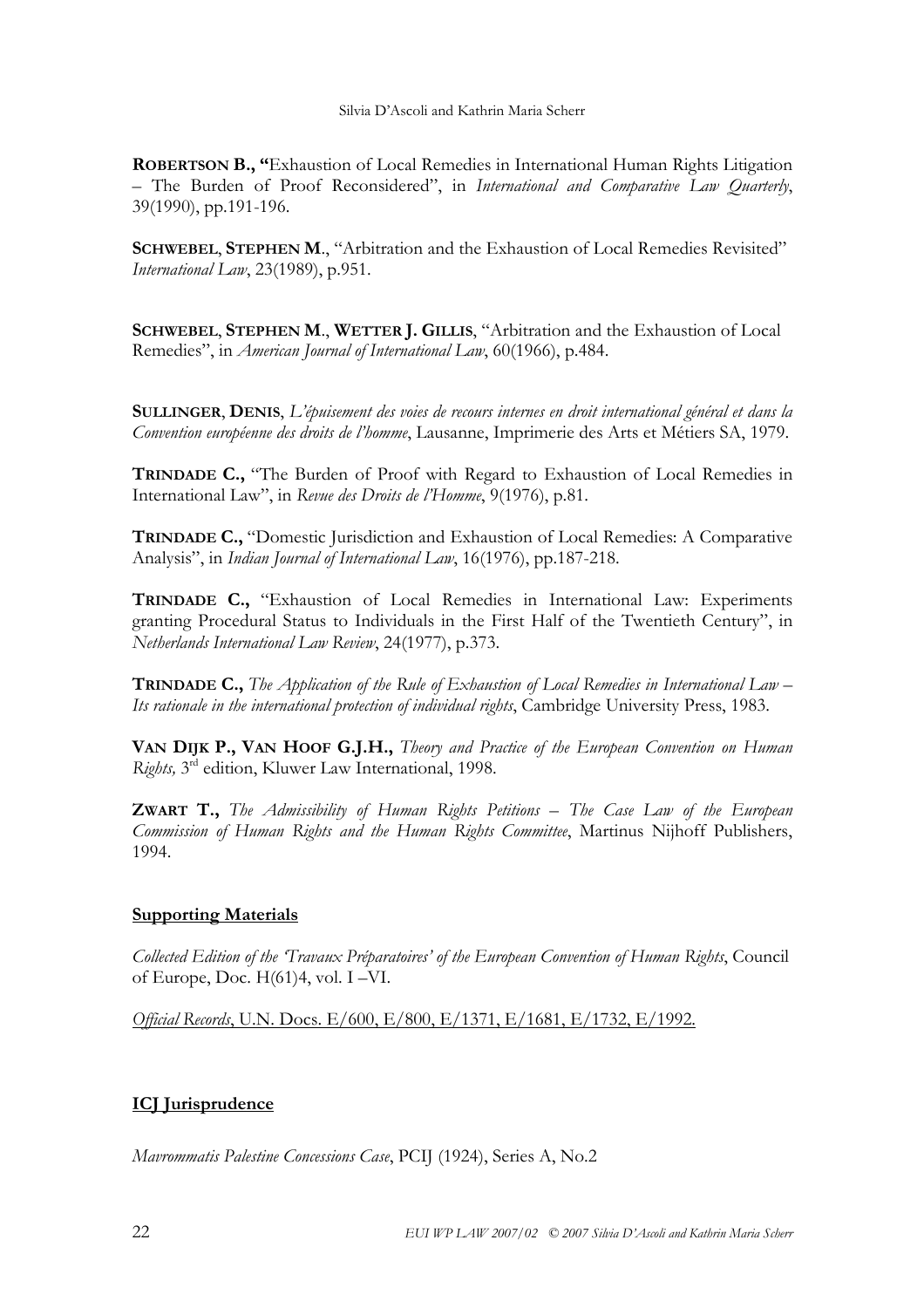**ROBERTSON B., "**Exhaustion of Local Remedies in International Human Rights Litigation – The Burden of Proof Reconsidered", in *International and Comparative Law Quarterly*, 39(1990), pp.191-196.

**SCHWEBEL**, **STEPHEN M**., "Arbitration and the Exhaustion of Local Remedies Revisited" *International Law*, 23(1989), p.951.

**SCHWEBEL**, **STEPHEN M**., **WETTER J. GILLIS**, "Arbitration and the Exhaustion of Local Remedies", in *American Journal of International Law*, 60(1966), p.484.

**SULLINGER**, **DENIS**, *L'épuisement des voies de recours internes en droit international général et dans la Convention européenne des droits de l'homme*, Lausanne, Imprimerie des Arts et Métiers SA, 1979.

**TRINDADE C.,** "The Burden of Proof with Regard to Exhaustion of Local Remedies in International Law", in *Revue des Droits de l'Homme*, 9(1976), p.81.

**TRINDADE C.,** "Domestic Jurisdiction and Exhaustion of Local Remedies: A Comparative Analysis", in *Indian Journal of International Law*, 16(1976), pp.187-218.

**TRINDADE C.,** "Exhaustion of Local Remedies in International Law: Experiments granting Procedural Status to Individuals in the First Half of the Twentieth Century", in *Netherlands International Law Review*, 24(1977), p.373.

**TRINDADE C.,** *The Application of the Rule of Exhaustion of Local Remedies in International Law – Its rationale in the international protection of individual rights*, Cambridge University Press, 1983.

**VAN DIJK P., VAN HOOF G.J.H.,** *Theory and Practice of the European Convention on Human Rights,* 3rd edition, Kluwer Law International, 1998.

**ZWART T.,** *The Admissibility of Human Rights Petitions – The Case Law of the European Commission of Human Rights and the Human Rights Committee*, Martinus Nijhoff Publishers, 1994.

## Supporting Materials

*Collected Edition of the 'Travaux Préparatoires' of the European Convention of Human Rights*, Council of Europe, Doc. H(61)4, vol. I –VI.

*Official Records*, U.N. Docs. E/600, E/800, E/1371, E/1681, E/1732, E/1992.

## ICJ Jurisprudence

*Mavrommatis Palestine Concessions Case*, PCIJ (1924), Series A, No.2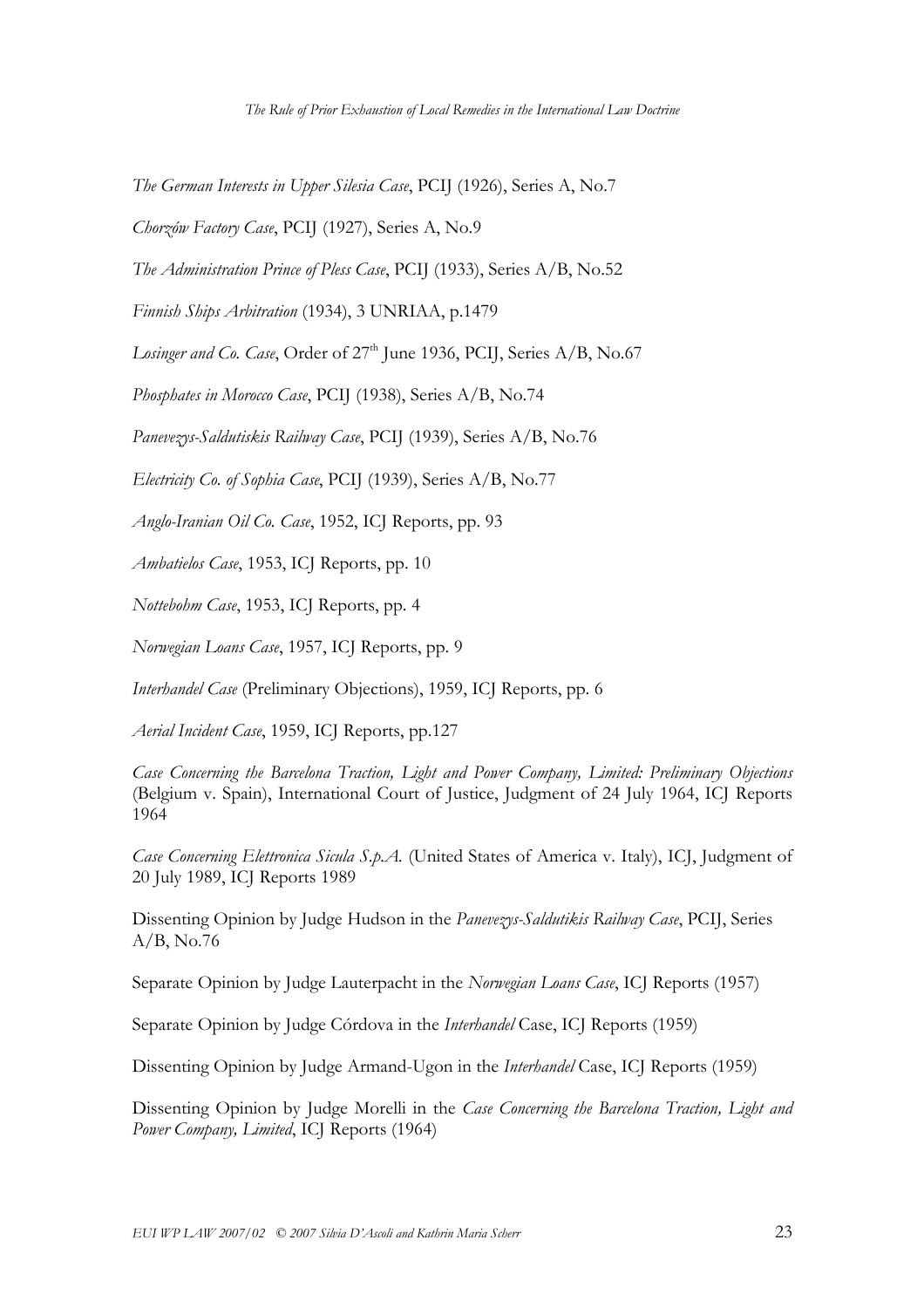*The German Interests in Upper Silesia Case*, PCIJ (1926), Series A, No.7

*Chorzów Factory Case*, PCIJ (1927), Series A, No.9

*The Administration Prince of Pless Case*, PCIJ (1933), Series A/B, No.52

*Finnish Ships Arbitration* (1934), 3 UNRIAA, p.1479

*Losinger and Co. Case*, Order of 27th June 1936, PCIJ, Series A/B, No.67

*Phosphates in Morocco Case*, PCIJ (1938), Series A/B, No.74

*Panevezys-Saldutiskis Railway Case*, PCIJ (1939), Series A/B, No.76

*Electricity Co. of Sophia Case*, PCIJ (1939), Series A/B, No.77

*Anglo-Iranian Oil Co. Case*, 1952, ICJ Reports, pp. 93

*Ambatielos Case*, 1953, ICJ Reports, pp. 10

*Nottebohm Case*, 1953, ICJ Reports, pp. 4

*Norwegian Loans Case*, 1957, ICJ Reports, pp. 9

*Interhandel Case* (Preliminary Objections), 1959, ICJ Reports, pp. 6

*Aerial Incident Case*, 1959, ICJ Reports, pp.127

*Case Concerning the Barcelona Traction, Light and Power Company, Limited: Preliminary Objections* (Belgium v. Spain), International Court of Justice, Judgment of 24 July 1964, ICJ Reports 1964

*Case Concerning Elettronica Sicula S.p.A.* (United States of America v. Italy), ICJ, Judgment of 20 July 1989, ICJ Reports 1989

Dissenting Opinion by Judge Hudson in the *Panevezys-Saldutikis Railway Case*, PCIJ, Series A/B, No.76

Separate Opinion by Judge Lauterpacht in the *Norwegian Loans Case*, ICJ Reports (1957)

Separate Opinion by Judge Córdova in the *Interhandel* Case, ICJ Reports (1959)

Dissenting Opinion by Judge Armand-Ugon in the *Interhandel* Case, ICJ Reports (1959)

Dissenting Opinion by Judge Morelli in the *Case Concerning the Barcelona Traction, Light and Power Company, Limited*, ICJ Reports (1964)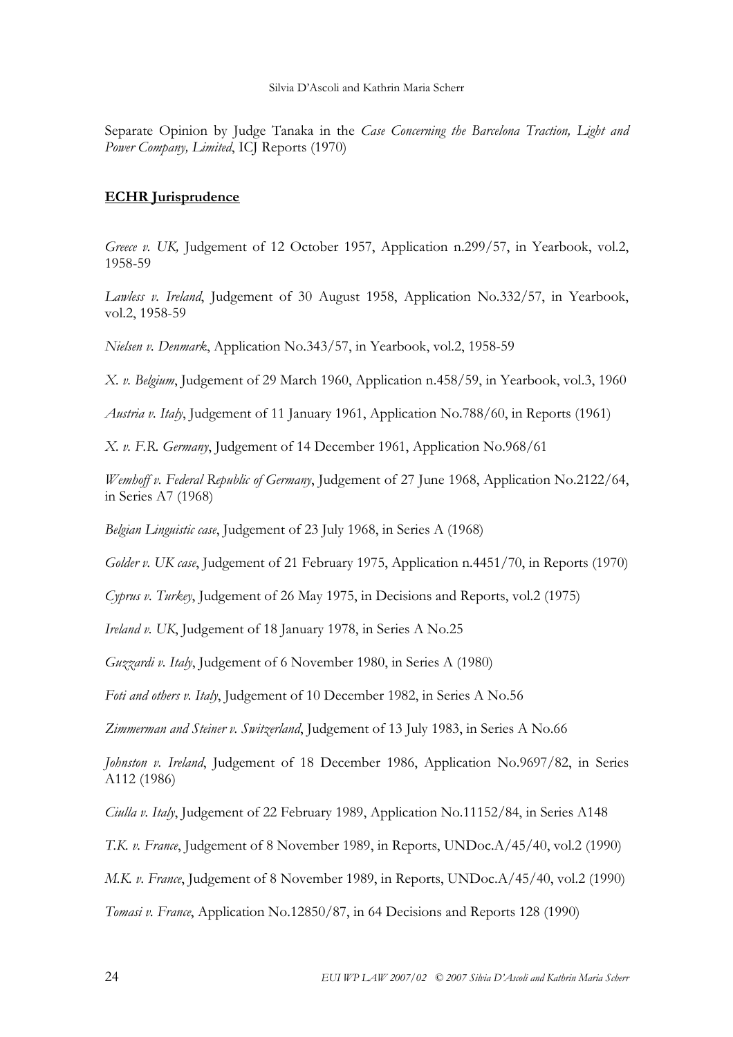Separate Opinion by Judge Tanaka in the *Case Concerning the Barcelona Traction, Light and Power Company, Limited*, ICJ Reports (1970)

**ECHR Jurisprudence**

*Greece v. UK,* Judgement of 12 October 1957, Application n.299/57, in Yearbook, vol.2, 1958-59

*Lawless v. Ireland*, Judgement of 30 August 1958, Application No.332/57, in Yearbook, vol.2, 1958-59

*Nielsen v. Denmark*, Application No.343/57, in Yearbook, vol.2, 1958-59

*X. v. Belgium*, Judgement of 29 March 1960, Application n.458/59, in Yearbook, vol.3, 1960

*Austria v. Italy*, Judgement of 11 January 1961, Application No.788/60, in Reports (1961)

*X. v. F.R. Germany*, Judgement of 14 December 1961, Application No.968/61

*Wemhoff v. Federal Republic of Germany*, Judgement of 27 June 1968, Application No.2122/64, in Series A7 (1968)

*Belgian Linguistic case*, Judgement of 23 July 1968, in Series A (1968)

*Golder v. UK case*, Judgement of 21 February 1975, Application n.4451/70, in Reports (1970)

*Cyprus v. Turkey*, Judgement of 26 May 1975, in Decisions and Reports, vol.2 (1975)

*Ireland v. UK*, Judgement of 18 January 1978, in Series A No.25

*Guzzardi v. Italy*, Judgement of 6 November 1980, in Series A (1980)

*Foti and others v. Italy*, Judgement of 10 December 1982, in Series A No.56

*Zimmerman and Steiner v. Switzerland*, Judgement of 13 July 1983, in Series A No.66

*Johnston v. Ireland*, Judgement of 18 December 1986, Application No.9697/82, in Series A112 (1986)

*Ciulla v. Italy*, Judgement of 22 February 1989, Application No.11152/84, in Series A148

*T.K. v. France*, Judgement of 8 November 1989, in Reports, UNDoc.A/45/40, vol.2 (1990)

*M.K. v. France*, Judgement of 8 November 1989, in Reports, UNDoc.A/45/40, vol.2 (1990)

*Tomasi v. France*, Application No.12850/87, in 64 Decisions and Reports 128 (1990)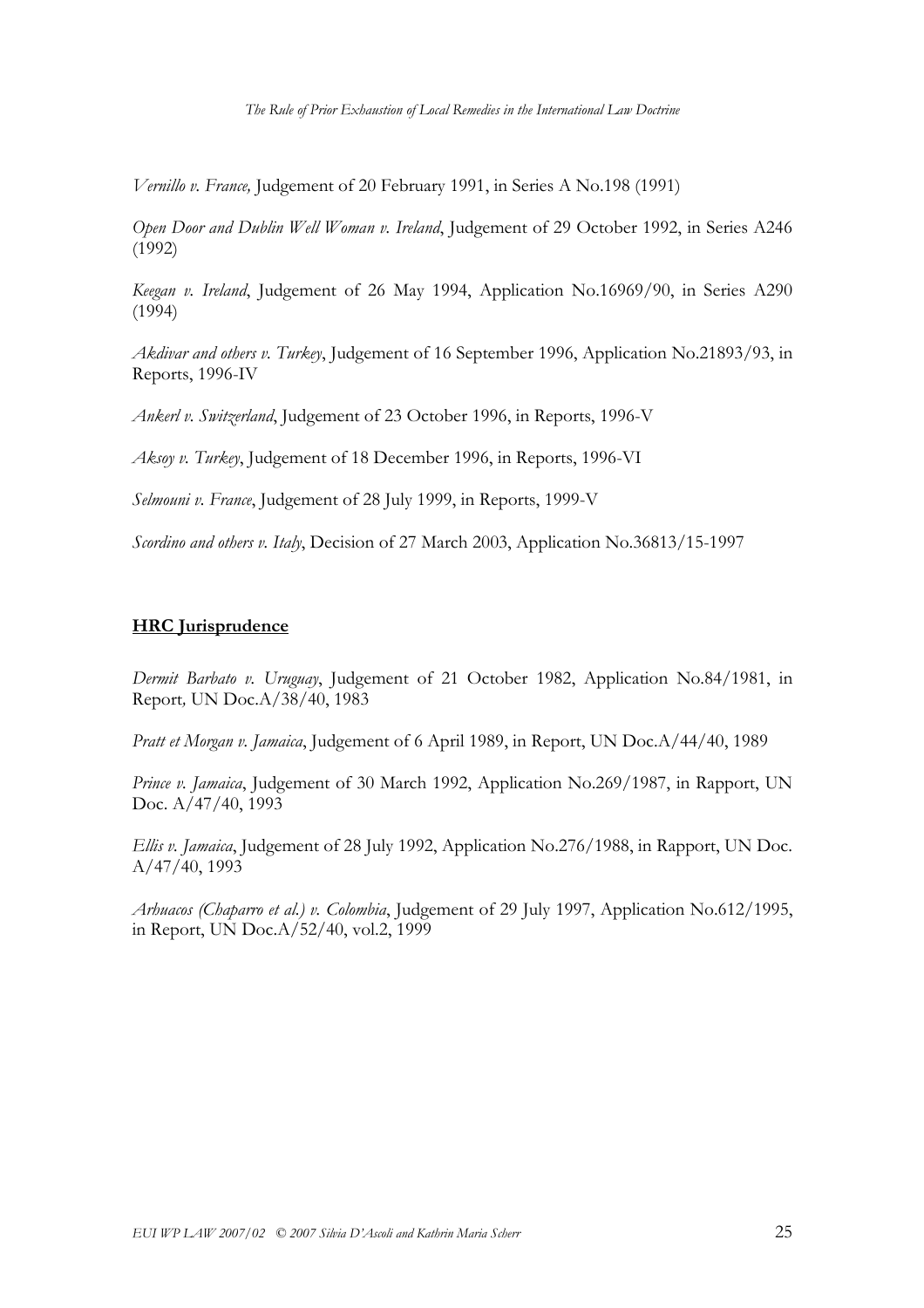*Vernillo v. France,* Judgement of 20 February 1991, in Series A No.198 (1991)

*Open Door and Dublin Well Woman v. Ireland*, Judgement of 29 October 1992, in Series A246 (1992)

*Keegan v. Ireland*, Judgement of 26 May 1994, Application No.16969/90, in Series A290 (1994)

*Akdivar and others v. Turkey*, Judgement of 16 September 1996, Application No.21893/93, in Reports, 1996-IV

*Ankerl v. Switzerland*, Judgement of 23 October 1996, in Reports, 1996-V

*Aksoy v. Turkey*, Judgement of 18 December 1996, in Reports, 1996-VI

*Selmouni v. France*, Judgement of 28 July 1999, in Reports, 1999-V

*Scordino and others v. Italy*, Decision of 27 March 2003, Application No.36813/15-1997

**HRC Jurisprudence**

*Dermit Barbato v. Uruguay*, Judgement of 21 October 1982, Application No.84/1981, in Report*,* UN Doc.A/38/40, 1983

*Pratt et Morgan v. Jamaica*, Judgement of 6 April 1989, in Report, UN Doc.A/44/40, 1989

*Prince v. Jamaica*, Judgement of 30 March 1992, Application No.269/1987, in Rapport, UN Doc. A/47/40, 1993

*Ellis v. Jamaica*, Judgement of 28 July 1992, Application No.276/1988, in Rapport, UN Doc. A/47/40, 1993

*Arhuacos (Chaparro et al.) v. Colombia*, Judgement of 29 July 1997, Application No.612/1995, in Report, UN Doc.A/52/40, vol.2, 1999